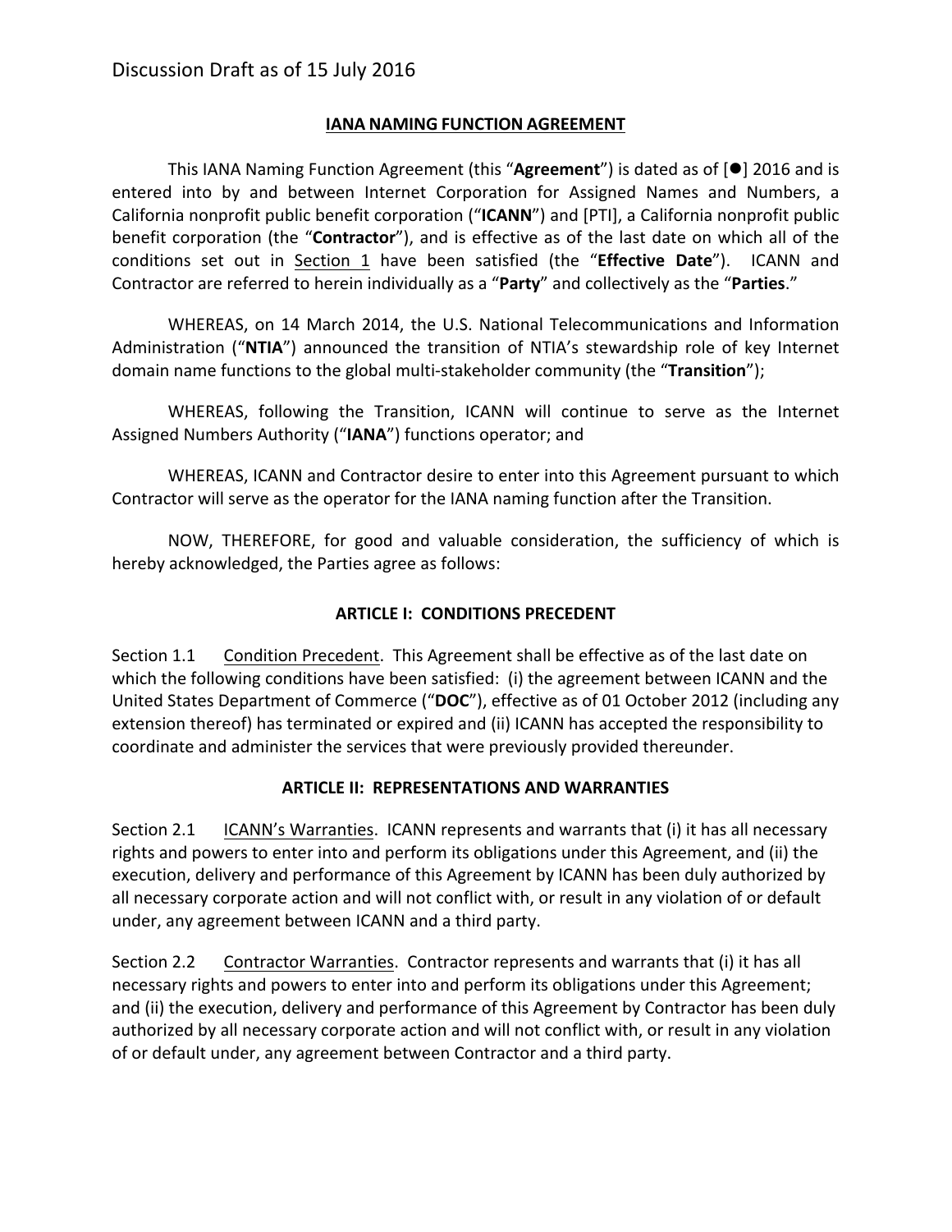Discussion Draft as of 15 July 2016

# IANA NAMING FUNCTION AGREEMENT

This IANA Naming Function Agreement (this "**Agreement**") is dated as of [●] 2016 and is entered into by and between Internet Corporation for Assigned Names and Numbers, a California nonprofit public benefit corporation ("**ICANN**") and [PTI], a California nonprofit public benefit corporation (the "**Contractor**"), and is effective as of the last date on which all of the conditions set out in Section 1 have been satisfied (the "**Effective Date**"). ICANN and Contractor are referred to herein individually as a "**Party**" and collectively as the "**Parties**."

WHEREAS, on 14 March 2014, the U.S. National Telecommunications and Information Administration ("**NTIA**") announced the transition of NTIA's stewardship role of key Internet domain name functions to the global multi-stakeholder community (the "**Transition**");

WHEREAS, following the Transition, ICANN will continue to serve as the Internet Assigned Numbers Authority ("**IANA**") functions operator; and

WHEREAS, ICANN and Contractor desire to enter into this Agreement pursuant to which Contractor will serve as the operator for the IANA naming function after the Transition.

NOW, THEREFORE, for good and valuable consideration, the sufficiency of which is hereby acknowledged, the Parties agree as follows:

## ARTICLE I: CONDITIONS PRECEDENT

Section 1.1 Condition Precedent. This Agreement shall be effective as of the last date on which the following conditions have been satisfied: (i) the agreement between ICANN and the United States Department of Commerce ("**DOC**"), effective as of 01 October 2012 (including any extension thereof) has terminated or expired and (ii) ICANN has accepted the responsibility to coordinate and administer the services that were previously provided thereunder.

## ARTICLE II: REPRESENTATIONS AND WARRANTIES

Section 2.1 ICANN's Warranties. ICANN represents and warrants that (i) it has all necessary rights and powers to enter into and perform its obligations under this Agreement, and (ii) the execution, delivery and performance of this Agreement by ICANN has been duly authorized by all necessary corporate action and will not conflict with, or result in any violation of or default under, any agreement between ICANN and a third party.

Section 2.2 Contractor Warranties. Contractor represents and warrants that (i) it has all necessary rights and powers to enter into and perform its obligations under this Agreement; and (ii) the execution, delivery and performance of this Agreement by Contractor has been duly authorized by all necessary corporate action and will not conflict with, or result in any violation of or default under, any agreement between Contractor and a third party.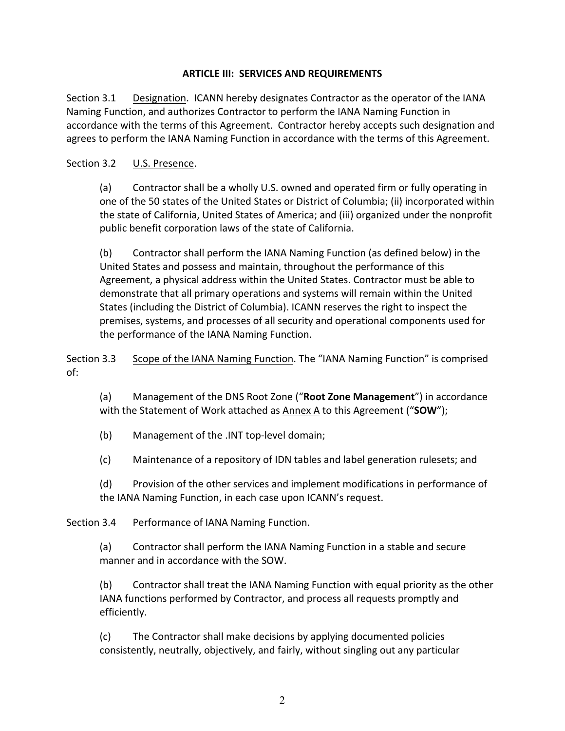## ARTICLE III: SERVICES AND REQUIREMENTS

Section 3.1 Designation. ICANN hereby designates Contractor as the operator of the IANA Naming Function, and authorizes Contractor to perform the IANA Naming Function in accordance with the terms of this Agreement. Contractor hereby accepts such designation and agrees to perform the IANA Naming Function in accordance with the terms of this Agreement.

Section 3.2 U.S. Presence.

(a) Contractor shall be a wholly U.S. owned and operated firm or fully operating in one of the 50 states of the United States or District of Columbia; (ii) incorporated within the state of California, United States of America; and (iii) organized under the nonprofit public benefit corporation laws of the state of California.

(b) Contractor shall perform the IANA Naming Function (as defined below) in the United States and possess and maintain, throughout the performance of this Agreement, a physical address within the United States. Contractor must be able to demonstrate that all primary operations and systems will remain within the United States (including the District of Columbia). ICANN reserves the right to inspect the premises, systems, and processes of all security and operational components used for the performance of the IANA Naming Function.

Section 3.3 Scope of the IANA Naming Function. The "IANA Naming Function" is comprised of:

(a) Management of the DNS Root Zone ("**Root Zone Management**") in accordance with the Statement of Work attached as Annex A to this Agreement ("**SOW**");

(b) Management of the .INT top-level domain;

(c) Maintenance of a repository of IDN tables and label generation rulesets; and

(d) Provision of the other services and implement modifications in performance of the IANA Naming Function, in each case upon ICANN's request.

Section 3.4 Performance of IANA Naming Function.

(a) Contractor shall perform the IANA Naming Function in a stable and secure manner and in accordance with the SOW.

(b) Contractor shall treat the IANA Naming Function with equal priority as the other IANA functions performed by Contractor, and process all requests promptly and efficiently.

(c) The Contractor shall make decisions by applying documented policies consistently, neutrally, objectively, and fairly, without singling out any particular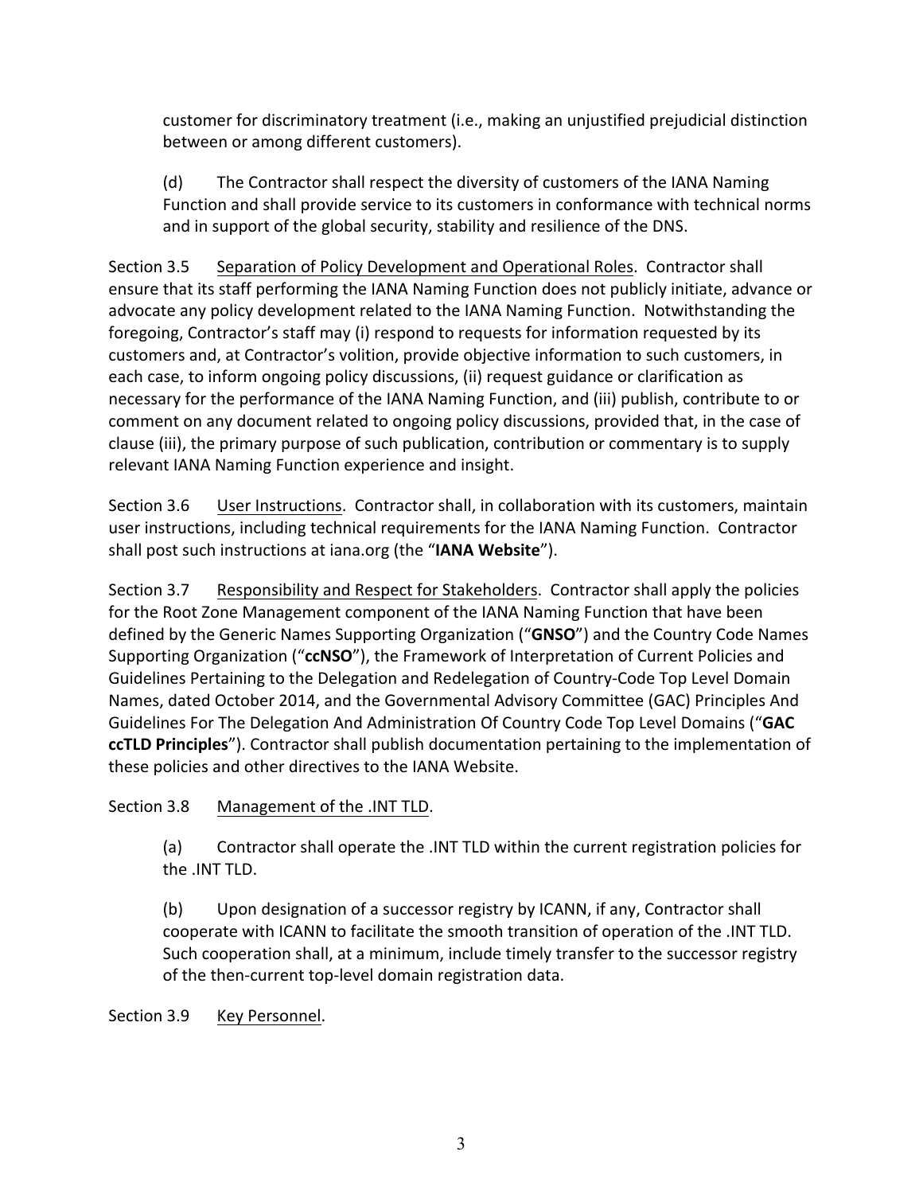customer for discriminatory treatment (i.e., making an unjustified prejudicial distinction between or among different customers).

(d) The Contractor shall respect the diversity of customers of the IANA Naming Function and shall provide service to its customers in conformance with technical norms and in support of the global security, stability and resilience of the DNS.

Section 3.5 Separation of Policy Development and Operational Roles. Contractor shall ensure that its staff performing the IANA Naming Function does not publicly initiate, advance or advocate any policy development related to the IANA Naming Function. Notwithstanding the foregoing, Contractor's staff may (i) respond to requests for information requested by its customers and, at Contractor's volition, provide objective information to such customers, in each case, to inform ongoing policy discussions, (ii) request guidance or clarification as necessary for the performance of the IANA Naming Function, and (iii) publish, contribute to or comment on any document related to ongoing policy discussions, provided that, in the case of clause (iii), the primary purpose of such publication, contribution or commentary is to supply relevant IANA Naming Function experience and insight.

Section 3.6 User Instructions. Contractor shall, in collaboration with its customers, maintain user instructions, including technical requirements for the IANA Naming Function. Contractor shall post such instructions at iana.org (the "**IANA Website**").

Section 3.7 Responsibility and Respect for Stakeholders. Contractor shall apply the policies for the Root Zone Management component of the IANA Naming Function that have been defined by the Generic Names Supporting Organization ("**GNSO**") and the Country Code Names Supporting Organization ("**ccNSO**"), the Framework of Interpretation of Current Policies and Guidelines Pertaining to the Delegation and Redelegation of Country-Code Top Level Domain Names, dated October 2014, and the Governmental Advisory Committee (GAC) Principles And Guidelines For The Delegation And Administration Of Country Code Top Level Domains ("**GAC ccTLD Principles**"). Contractor shall publish documentation pertaining to the implementation of these policies and other directives to the IANA Website.

Section 3.8 Management of the .INT TLD.

(a) Contractor shall operate the .INT TLD within the current registration policies for the .INT TLD.

(b) Upon designation of a successor registry by ICANN, if any, Contractor shall cooperate with ICANN to facilitate the smooth transition of operation of the .INT TLD. Such cooperation shall, at a minimum, include timely transfer to the successor registry of the then-current top-level domain registration data.

Section 3.9 Key Personnel.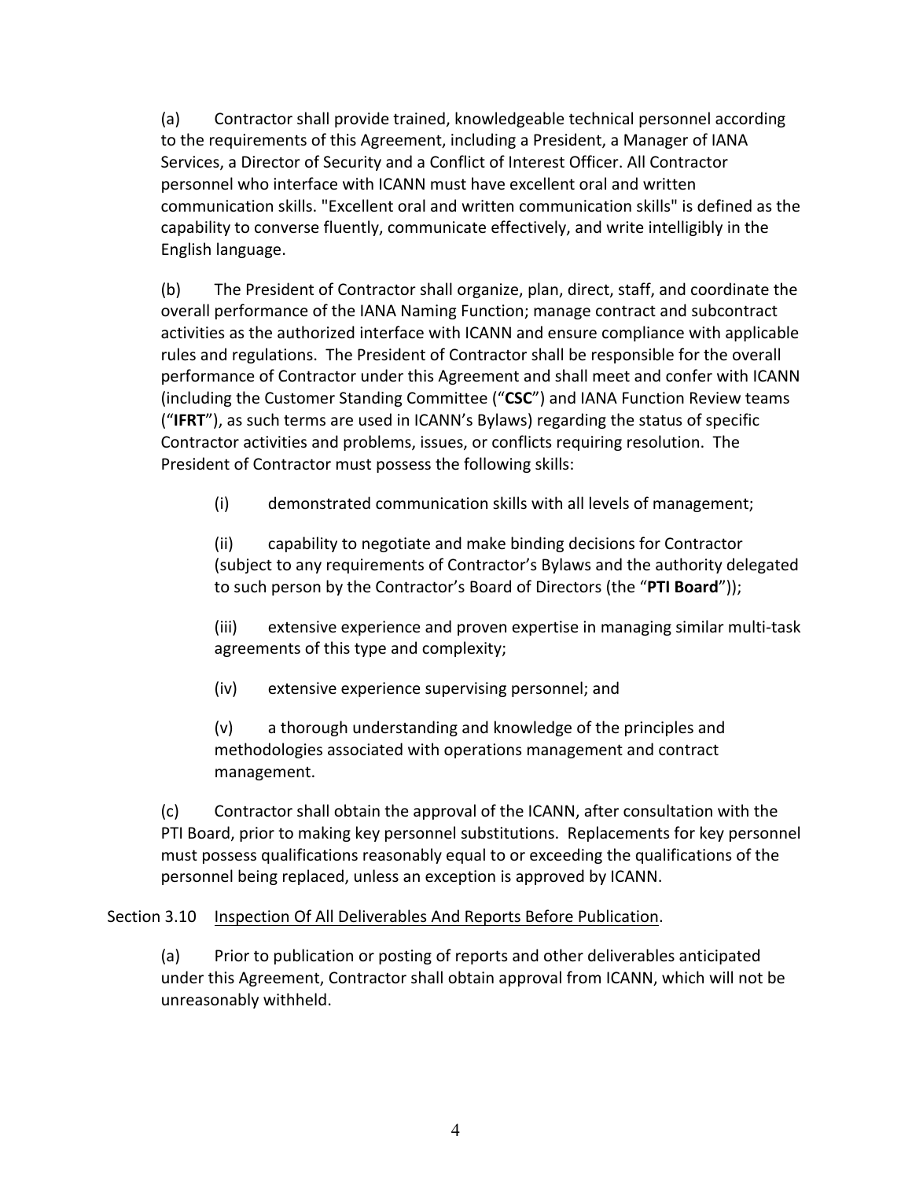(a) Contractor shall provide trained, knowledgeable technical personnel according to the requirements of this Agreement, including a President, a Manager of IANA Services, a Director of Security and a Conflict of Interest Officer. All Contractor personnel who interface with ICANN must have excellent oral and written communication skills. "Excellent oral and written communication skills" is defined as the capability to converse fluently, communicate effectively, and write intelligibly in the English language.

(b) The President of Contractor shall organize, plan, direct, staff, and coordinate the overall performance of the IANA Naming Function; manage contract and subcontract activities as the authorized interface with ICANN and ensure compliance with applicable rules and regulations. The President of Contractor shall be responsible for the overall performance of Contractor under this Agreement and shall meet and confer with ICANN (including the Customer Standing Committee ("**CSC**") and IANA Function Review teams ("**IFRT**"), as such terms are used in ICANN's Bylaws) regarding the status of specific Contractor activities and problems, issues, or conflicts requiring resolution. The President of Contractor must possess the following skills:

(i) demonstrated communication skills with all levels of management;

(ii) capability to negotiate and make binding decisions for Contractor (subject to any requirements of Contractor's Bylaws and the authority delegated to such person by the Contractor's Board of Directors (the "**PTI Board**"));

(iii) extensive experience and proven expertise in managing similar multi-task agreements of this type and complexity;

(iv) extensive experience supervising personnel; and

(v) a thorough understanding and knowledge of the principles and methodologies associated with operations management and contract management.

(c) Contractor shall obtain the approval of the ICANN, after consultation with the PTI Board, prior to making key personnel substitutions. Replacements for key personnel must possess qualifications reasonably equal to or exceeding the qualifications of the personnel being replaced, unless an exception is approved by ICANN.

Section 3.10 Inspection Of All Deliverables And Reports Before Publication.

(a) Prior to publication or posting of reports and other deliverables anticipated under this Agreement, Contractor shall obtain approval from ICANN, which will not be unreasonably withheld.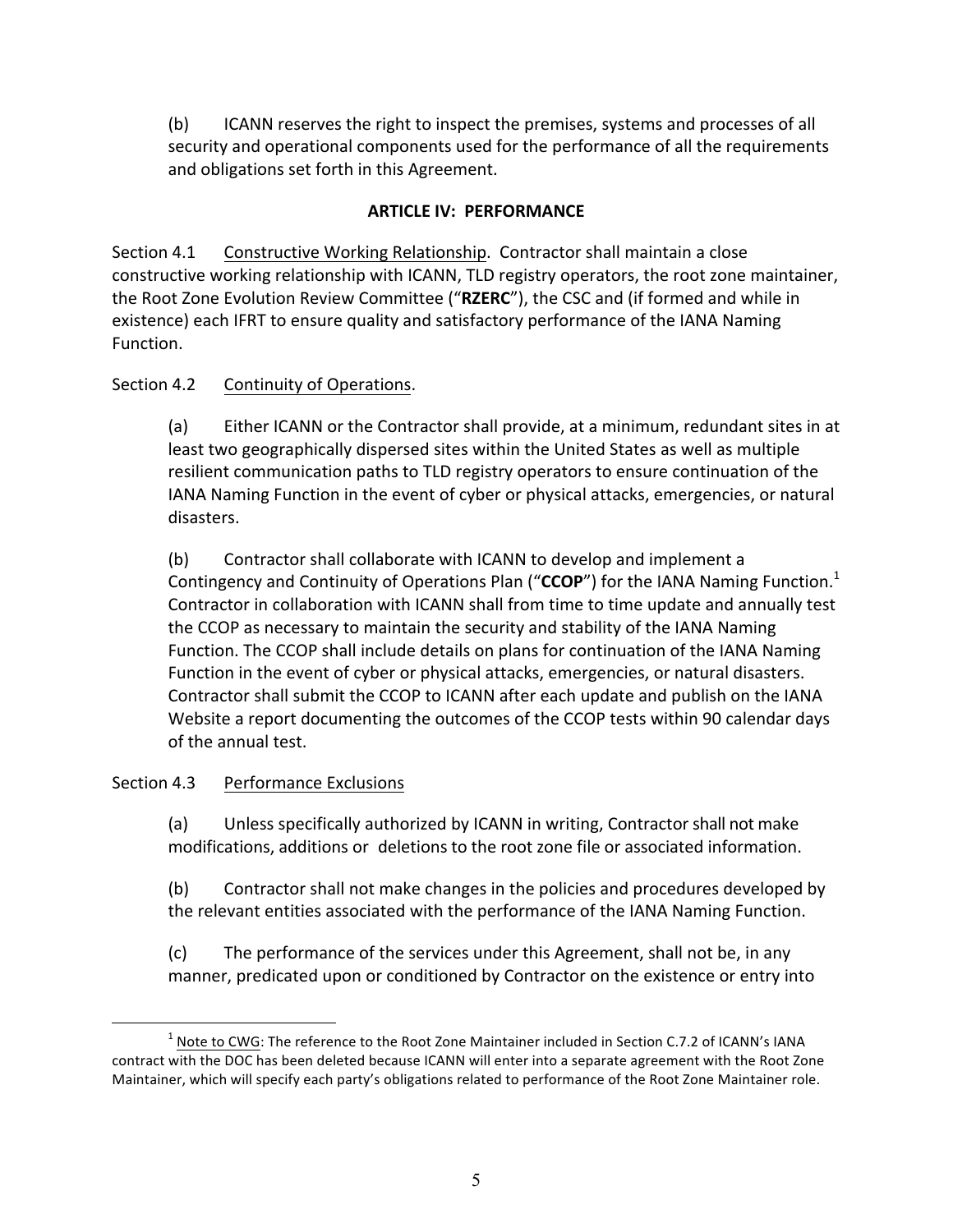(b) ICANN reserves the right to inspect the premises, systems and processes of all security and operational components used for the performance of all the requirements and obligations set forth in this Agreement.

## ARTICLE IV: PERFORMANCE

Section 4.1 Constructive Working Relationship. Contractor shall maintain a close constructive working relationship with ICANN, TLD registry operators, the root zone maintainer, the Root Zone Evolution Review Committee ("**RZERC**"), the CSC and (if formed and while in existence) each IFRT to ensure quality and satisfactory performance of the IANA Naming Function.

Section 4.2 Continuity of Operations.

(a) Either ICANN or the Contractor shall provide, at a minimum, redundant sites in at least two geographically dispersed sites within the United States as well as multiple resilient communication paths to TLD registry operators to ensure continuation of the IANA Naming Function in the event of cyber or physical attacks, emergencies, or natural disasters.

(b) Contractor shall collaborate with ICANN to develop and implement a Contingency and Continuity of Operations Plan ("**CCOP**") for the IANA Naming Function.[1] Contractor in collaboration with ICANN shall from time to time update and annually test the CCOP as necessary to maintain the security and stability of the IANA Naming Function. The CCOP shall include details on plans for continuation of the IANA Naming Function in the event of cyber or physical attacks, emergencies, or natural disasters. Contractor shall submit the CCOP to ICANN after each update and publish on the IANA Website a report documenting the outcomes of the CCOP tests within 90 calendar days of the annual test.

Section 4.3 Performance Exclusions

(a) Unless specifically authorized by ICANN in writing, Contractor shall not make modifications, additions or deletions to the root zone file or associated information.

(b) Contractor shall not make changes in the policies and procedures developed by the relevant entities associated with the performance of the IANA Naming Function.

(c) The performance of the services under this Agreement, shall not be, in any manner, predicated upon or conditioned by Contractor on the existence or entry into

[1] Note to CWG: The reference to the Root Zone Maintainer included in Section C.7.2 of ICANN's IANA contract with the DOC has been deleted because ICANN will enter into a separate agreement with the Root Zone Maintainer, which will specify each party's obligations related to performance of the Root Zone Maintainer role.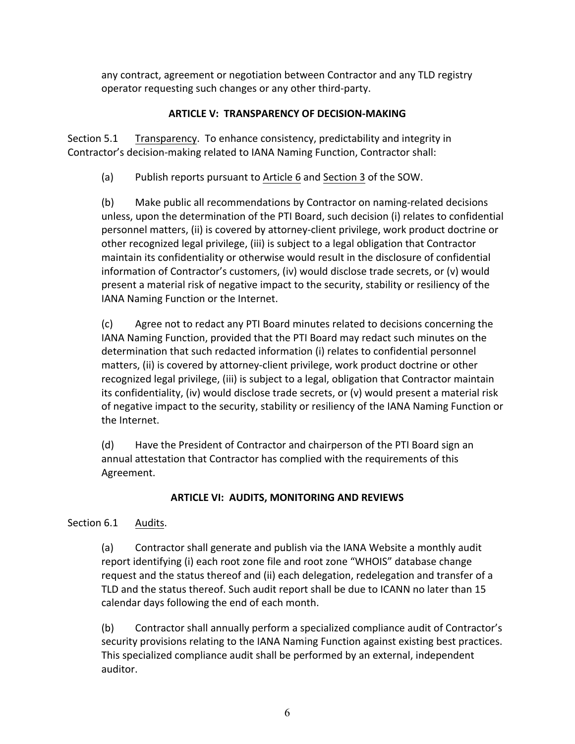any contract, agreement or negotiation between Contractor and any TLD registry operator requesting such changes or any other third-party.

## ARTICLE V: TRANSPARENCY OF DECISION-MAKING

Section 5.1 Transparency. To enhance consistency, predictability and integrity in Contractor's decision-making related to IANA Naming Function, Contractor shall:

(a) Publish reports pursuant to Article 6 and Section 3 of the SOW.

(b) Make public all recommendations by Contractor on naming-related decisions unless, upon the determination of the PTI Board, such decision (i) relates to confidential personnel matters, (ii) is covered by attorney-client privilege, work product doctrine or other recognized legal privilege, (iii) is subject to a legal obligation that Contractor maintain its confidentiality or otherwise would result in the disclosure of confidential information of Contractor's customers, (iv) would disclose trade secrets, or (v) would present a material risk of negative impact to the security, stability or resiliency of the IANA Naming Function or the Internet.

(c) Agree not to redact any PTI Board minutes related to decisions concerning the IANA Naming Function, provided that the PTI Board may redact such minutes on the determination that such redacted information (i) relates to confidential personnel matters, (ii) is covered by attorney-client privilege, work product doctrine or other recognized legal privilege, (iii) is subject to a legal, obligation that Contractor maintain its confidentiality, (iv) would disclose trade secrets, or (v) would present a material risk of negative impact to the security, stability or resiliency of the IANA Naming Function or the Internet.

(d) Have the President of Contractor and chairperson of the PTI Board sign an annual attestation that Contractor has complied with the requirements of this Agreement.

## ARTICLE VI: AUDITS, MONITORING AND REVIEWS

Section 6.1 Audits.

(a) Contractor shall generate and publish via the IANA Website a monthly audit report identifying (i) each root zone file and root zone "WHOIS" database change request and the status thereof and (ii) each delegation, redelegation and transfer of a TLD and the status thereof. Such audit report shall be due to ICANN no later than 15 calendar days following the end of each month.

(b) Contractor shall annually perform a specialized compliance audit of Contractor's security provisions relating to the IANA Naming Function against existing best practices. This specialized compliance audit shall be performed by an external, independent auditor.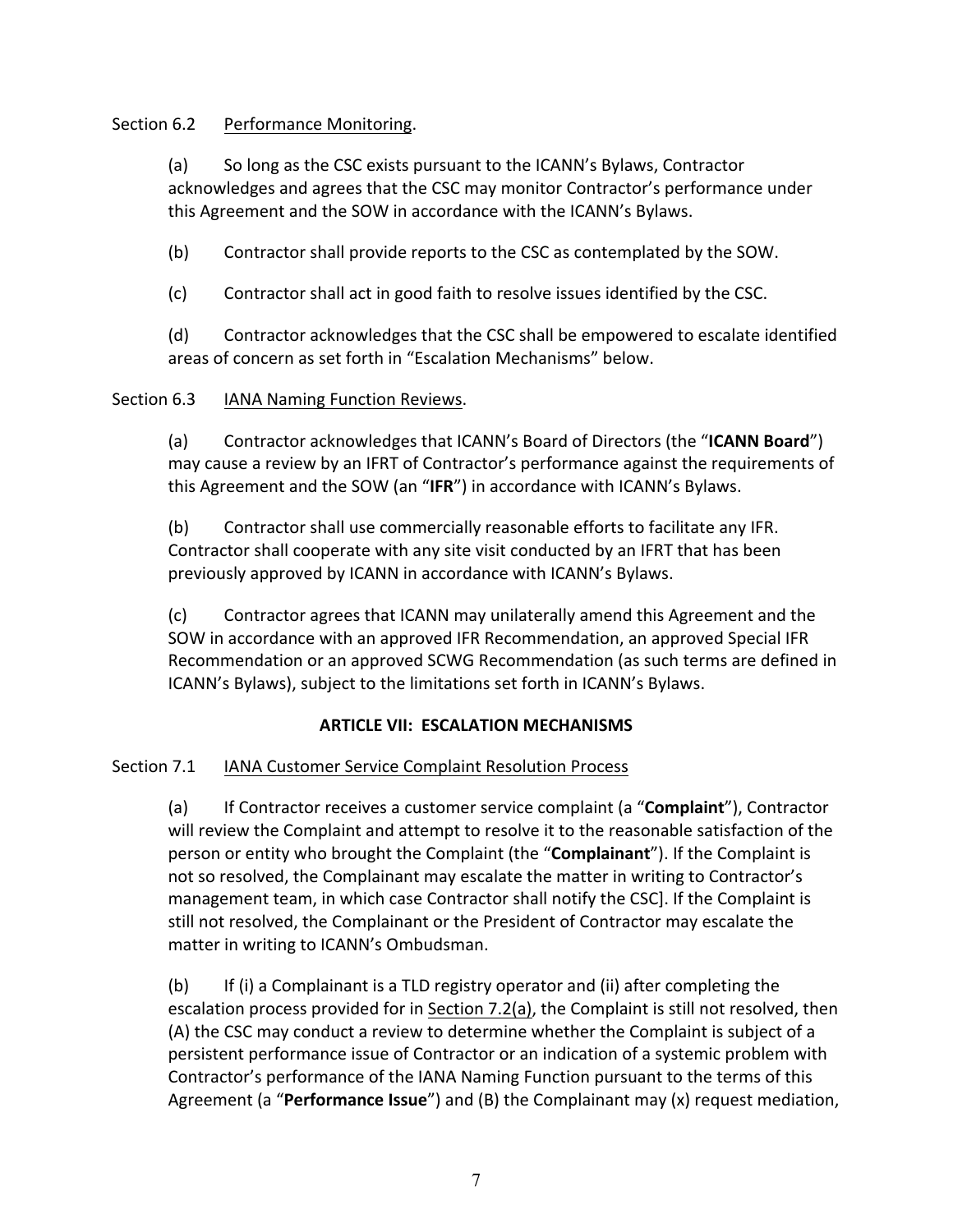Section 6.2 Performance Monitoring.

(a) So long as the CSC exists pursuant to the ICANN's Bylaws, Contractor acknowledges and agrees that the CSC may monitor Contractor's performance under this Agreement and the SOW in accordance with the ICANN's Bylaws.

(b) Contractor shall provide reports to the CSC as contemplated by the SOW.

(c) Contractor shall act in good faith to resolve issues identified by the CSC.

(d) Contractor acknowledges that the CSC shall be empowered to escalate identified areas of concern as set forth in "Escalation Mechanisms" below.

Section 6.3 IANA Naming Function Reviews.

(a) Contractor acknowledges that ICANN's Board of Directors (the "**ICANN Board**") may cause a review by an IFRT of Contractor's performance against the requirements of this Agreement and the SOW (an "**IFR**") in accordance with ICANN's Bylaws.

(b) Contractor shall use commercially reasonable efforts to facilitate any IFR. Contractor shall cooperate with any site visit conducted by an IFRT that has been previously approved by ICANN in accordance with ICANN's Bylaws.

(c) Contractor agrees that ICANN may unilaterally amend this Agreement and the SOW in accordance with an approved IFR Recommendation, an approved Special IFR Recommendation or an approved SCWG Recommendation (as such terms are defined in ICANN's Bylaws), subject to the limitations set forth in ICANN's Bylaws.

## ARTICLE VII: ESCALATION MECHANISMS

Section 7.1 IANA Customer Service Complaint Resolution Process

(a) If Contractor receives a customer service complaint (a "**Complaint**"), Contractor will review the Complaint and attempt to resolve it to the reasonable satisfaction of the person or entity who brought the Complaint (the "**Complainant**"). If the Complaint is not so resolved, the Complainant may escalate the matter in writing to Contractor's management team, in which case Contractor shall notify the CSC]. If the Complaint is still not resolved, the Complainant or the President of Contractor may escalate the matter in writing to ICANN's Ombudsman.

(b) If (i) a Complainant is a TLD registry operator and (ii) after completing the escalation process provided for in Section 7.2(a), the Complaint is still not resolved, then (A) the CSC may conduct a review to determine whether the Complaint is subject of a persistent performance issue of Contractor or an indication of a systemic problem with Contractor's performance of the IANA Naming Function pursuant to the terms of this Agreement (a "**Performance Issue**") and (B) the Complainant may (x) request mediation,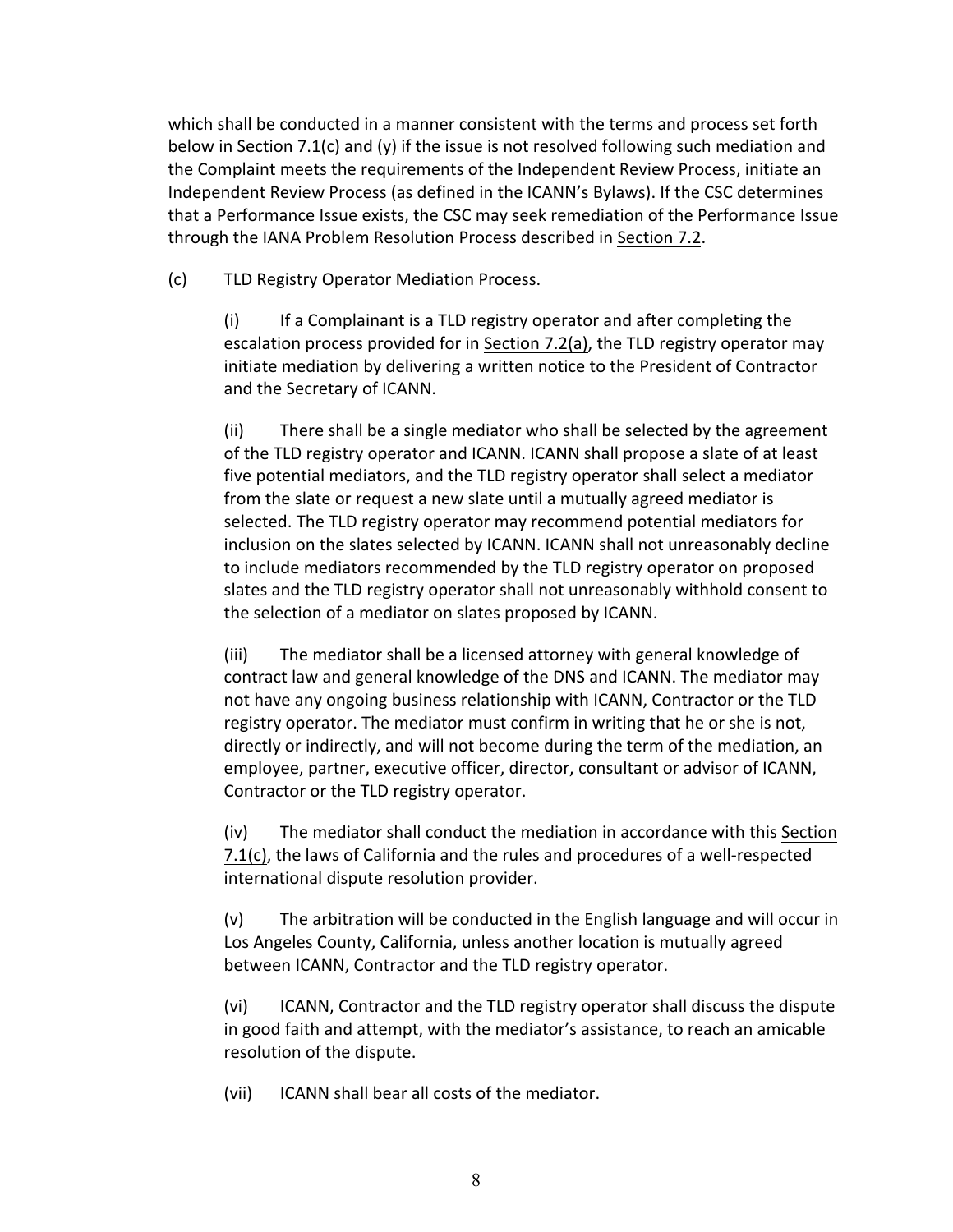which shall be conducted in a manner consistent with the terms and process set forth below in Section 7.1(c) and (y) if the issue is not resolved following such mediation and the Complaint meets the requirements of the Independent Review Process, initiate an Independent Review Process (as defined in the ICANN's Bylaws). If the CSC determines that a Performance Issue exists, the CSC may seek remediation of the Performance Issue through the IANA Problem Resolution Process described in Section 7.2.

(c) TLD Registry Operator Mediation Process.

(i) If a Complainant is a TLD registry operator and after completing the escalation process provided for in Section 7.2(a), the TLD registry operator may initiate mediation by delivering a written notice to the President of Contractor and the Secretary of ICANN.

(ii) There shall be a single mediator who shall be selected by the agreement of the TLD registry operator and ICANN. ICANN shall propose a slate of at least five potential mediators, and the TLD registry operator shall select a mediator from the slate or request a new slate until a mutually agreed mediator is selected. The TLD registry operator may recommend potential mediators for inclusion on the slates selected by ICANN. ICANN shall not unreasonably decline to include mediators recommended by the TLD registry operator on proposed slates and the TLD registry operator shall not unreasonably withhold consent to the selection of a mediator on slates proposed by ICANN.

(iii) The mediator shall be a licensed attorney with general knowledge of contract law and general knowledge of the DNS and ICANN. The mediator may not have any ongoing business relationship with ICANN, Contractor or the TLD registry operator. The mediator must confirm in writing that he or she is not, directly or indirectly, and will not become during the term of the mediation, an employee, partner, executive officer, director, consultant or advisor of ICANN, Contractor or the TLD registry operator.

(iv) The mediator shall conduct the mediation in accordance with this Section 7.1(c), the laws of California and the rules and procedures of a well-respected international dispute resolution provider.

(v) The arbitration will be conducted in the English language and will occur in Los Angeles County, California, unless another location is mutually agreed between ICANN, Contractor and the TLD registry operator.

(vi) ICANN, Contractor and the TLD registry operator shall discuss the dispute in good faith and attempt, with the mediator's assistance, to reach an amicable resolution of the dispute.

(vii) ICANN shall bear all costs of the mediator.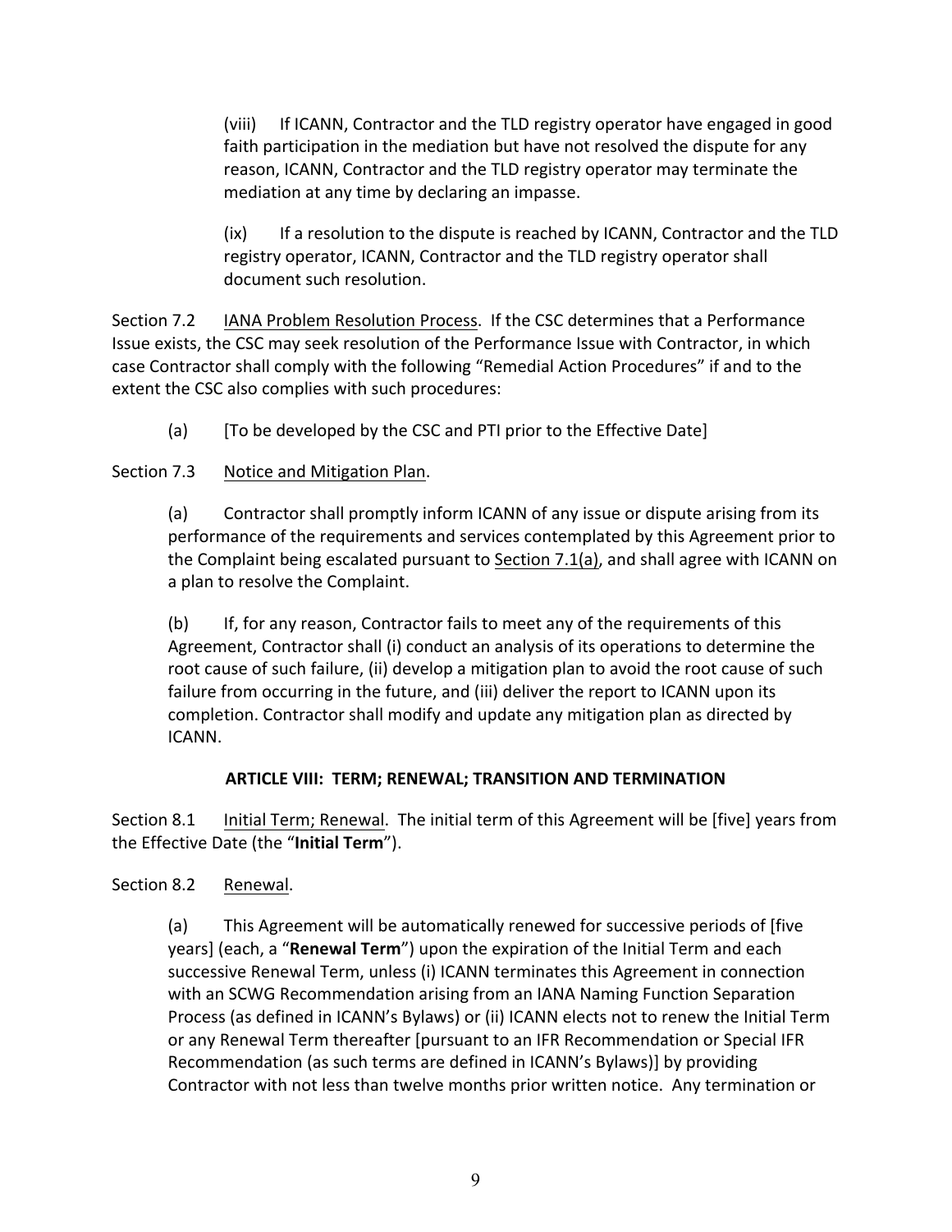(viii) If ICANN, Contractor and the TLD registry operator have engaged in good faith participation in the mediation but have not resolved the dispute for any reason, ICANN, Contractor and the TLD registry operator may terminate the mediation at any time by declaring an impasse.

(ix) If a resolution to the dispute is reached by ICANN, Contractor and the TLD registry operator, ICANN, Contractor and the TLD registry operator shall document such resolution.

Section 7.2 IANA Problem Resolution Process. If the CSC determines that a Performance Issue exists, the CSC may seek resolution of the Performance Issue with Contractor, in which case Contractor shall comply with the following "Remedial Action Procedures" if and to the extent the CSC also complies with such procedures:

(a) [To be developed by the CSC and PTI prior to the Effective Date]

Section 7.3 Notice and Mitigation Plan.

(a) Contractor shall promptly inform ICANN of any issue or dispute arising from its performance of the requirements and services contemplated by this Agreement prior to the Complaint being escalated pursuant to Section 7.1(a), and shall agree with ICANN on a plan to resolve the Complaint.

(b) If, for any reason, Contractor fails to meet any of the requirements of this Agreement, Contractor shall (i) conduct an analysis of its operations to determine the root cause of such failure, (ii) develop a mitigation plan to avoid the root cause of such failure from occurring in the future, and (iii) deliver the report to ICANN upon its completion. Contractor shall modify and update any mitigation plan as directed by ICANN.

## ARTICLE VIII: TERM; RENEWAL; TRANSITION AND TERMINATION

Section 8.1 Initial Term; Renewal. The initial term of this Agreement will be [five] years from the Effective Date (the "**Initial Term**").

Section 8.2 Renewal.

(a) This Agreement will be automatically renewed for successive periods of [five years] (each, a "**Renewal Term**") upon the expiration of the Initial Term and each successive Renewal Term, unless (i) ICANN terminates this Agreement in connection with an SCWG Recommendation arising from an IANA Naming Function Separation Process (as defined in ICANN's Bylaws) or (ii) ICANN elects not to renew the Initial Term or any Renewal Term thereafter [pursuant to an IFR Recommendation or Special IFR Recommendation (as such terms are defined in ICANN's Bylaws)] by providing Contractor with not less than twelve months prior written notice. Any termination or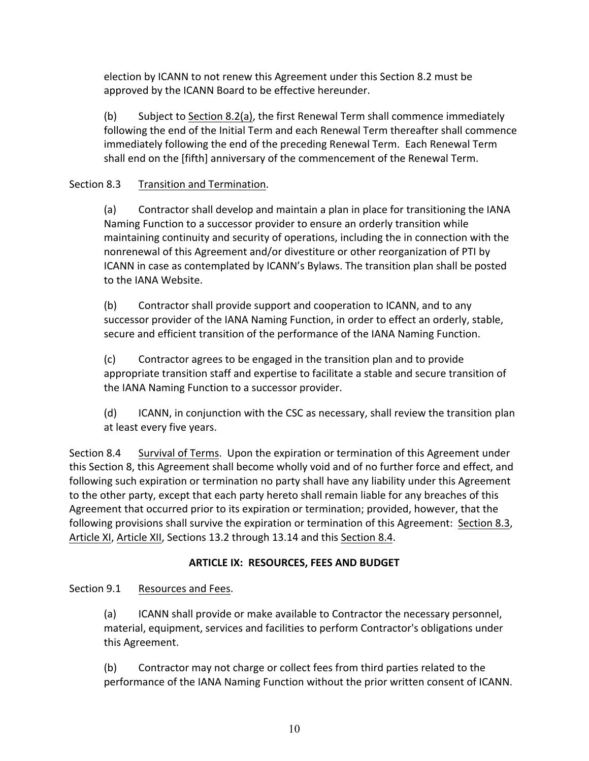election by ICANN to not renew this Agreement under this Section 8.2 must be approved by the ICANN Board to be effective hereunder.

(b) Subject to Section 8.2(a), the first Renewal Term shall commence immediately following the end of the Initial Term and each Renewal Term thereafter shall commence immediately following the end of the preceding Renewal Term. Each Renewal Term shall end on the [fifth] anniversary of the commencement of the Renewal Term.

Section 8.3 Transition and Termination.

(a) Contractor shall develop and maintain a plan in place for transitioning the IANA Naming Function to a successor provider to ensure an orderly transition while maintaining continuity and security of operations, including the in connection with the nonrenewal of this Agreement and/or divestiture or other reorganization of PTI by ICANN in case as contemplated by ICANN's Bylaws. The transition plan shall be posted to the IANA Website.

(b) Contractor shall provide support and cooperation to ICANN, and to any successor provider of the IANA Naming Function, in order to effect an orderly, stable, secure and efficient transition of the performance of the IANA Naming Function.

(c) Contractor agrees to be engaged in the transition plan and to provide appropriate transition staff and expertise to facilitate a stable and secure transition of the IANA Naming Function to a successor provider.

(d) ICANN, in conjunction with the CSC as necessary, shall review the transition plan at least every five years.

Section 8.4 Survival of Terms. Upon the expiration or termination of this Agreement under this Section 8, this Agreement shall become wholly void and of no further force and effect, and following such expiration or termination no party shall have any liability under this Agreement to the other party, except that each party hereto shall remain liable for any breaches of this Agreement that occurred prior to its expiration or termination; provided, however, that the following provisions shall survive the expiration or termination of this Agreement: Section 8.3, Article XI, Article XII, Sections 13.2 through 13.14 and this Section 8.4.

## ARTICLE IX: RESOURCES, FEES AND BUDGET

Section 9.1 Resources and Fees.

(a) ICANN shall provide or make available to Contractor the necessary personnel, material, equipment, services and facilities to perform Contractor's obligations under this Agreement.

(b) Contractor may not charge or collect fees from third parties related to the performance of the IANA Naming Function without the prior written consent of ICANN.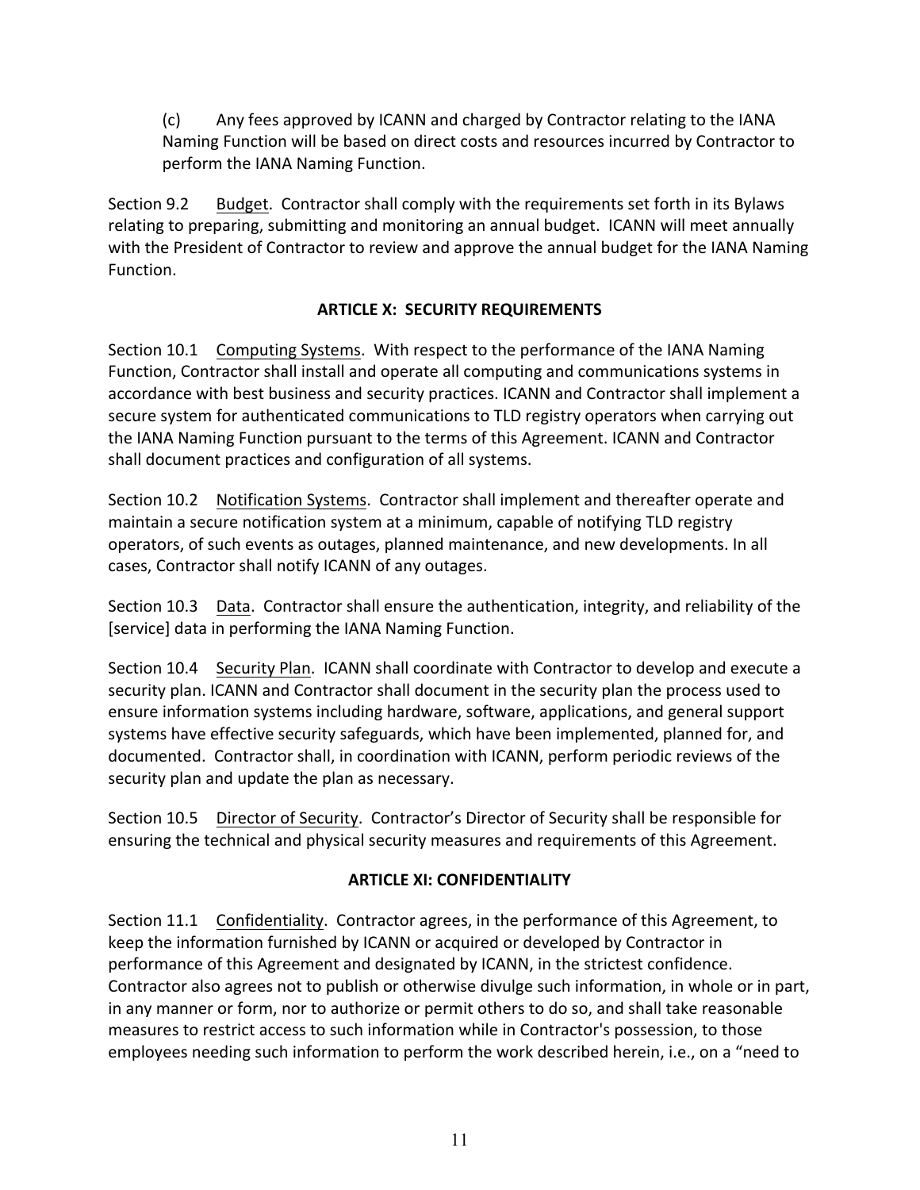(c) Any fees approved by ICANN and charged by Contractor relating to the IANA Naming Function will be based on direct costs and resources incurred by Contractor to perform the IANA Naming Function.

Section 9.2 Budget. Contractor shall comply with the requirements set forth in its Bylaws relating to preparing, submitting and monitoring an annual budget. ICANN will meet annually with the President of Contractor to review and approve the annual budget for the IANA Naming Function.

## ARTICLE X: SECURITY REQUIREMENTS

Section 10.1 Computing Systems. With respect to the performance of the IANA Naming Function, Contractor shall install and operate all computing and communications systems in accordance with best business and security practices. ICANN and Contractor shall implement a secure system for authenticated communications to TLD registry operators when carrying out the IANA Naming Function pursuant to the terms of this Agreement. ICANN and Contractor shall document practices and configuration of all systems.

Section 10.2 Notification Systems. Contractor shall implement and thereafter operate and maintain a secure notification system at a minimum, capable of notifying TLD registry operators, of such events as outages, planned maintenance, and new developments. In all cases, Contractor shall notify ICANN of any outages.

Section 10.3 Data. Contractor shall ensure the authentication, integrity, and reliability of the [service] data in performing the IANA Naming Function.

Section 10.4 Security Plan. ICANN shall coordinate with Contractor to develop and execute a security plan. ICANN and Contractor shall document in the security plan the process used to ensure information systems including hardware, software, applications, and general support systems have effective security safeguards, which have been implemented, planned for, and documented. Contractor shall, in coordination with ICANN, perform periodic reviews of the security plan and update the plan as necessary.

Section 10.5 Director of Security. Contractor's Director of Security shall be responsible for ensuring the technical and physical security measures and requirements of this Agreement.

## ARTICLE XI: CONFIDENTIALITY

Section 11.1 Confidentiality. Contractor agrees, in the performance of this Agreement, to keep the information furnished by ICANN or acquired or developed by Contractor in performance of this Agreement and designated by ICANN, in the strictest confidence. Contractor also agrees not to publish or otherwise divulge such information, in whole or in part, in any manner or form, nor to authorize or permit others to do so, and shall take reasonable measures to restrict access to such information while in Contractor's possession, to those employees needing such information to perform the work described herein, i.e., on a "need to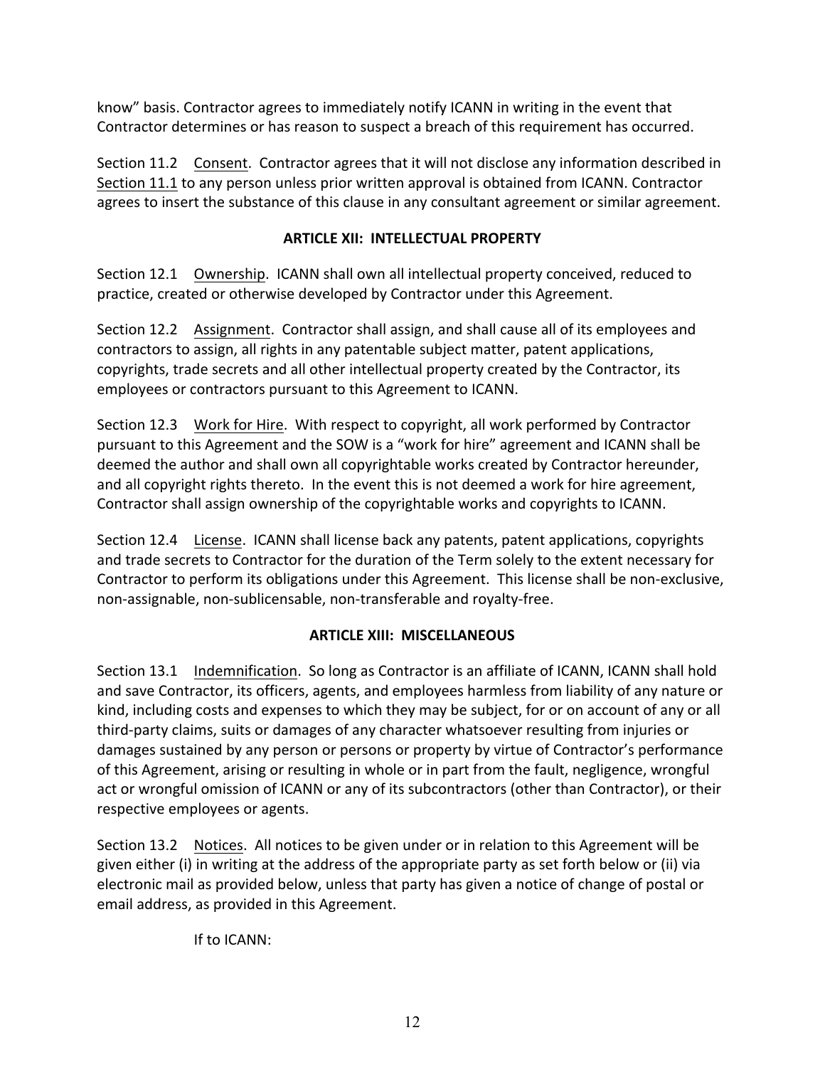know" basis. Contractor agrees to immediately notify ICANN in writing in the event that Contractor determines or has reason to suspect a breach of this requirement has occurred.

Section 11.2 Consent. Contractor agrees that it will not disclose any information described in Section 11.1 to any person unless prior written approval is obtained from ICANN. Contractor agrees to insert the substance of this clause in any consultant agreement or similar agreement.

## ARTICLE XII: INTELLECTUAL PROPERTY

Section 12.1 Ownership. ICANN shall own all intellectual property conceived, reduced to practice, created or otherwise developed by Contractor under this Agreement.

Section 12.2 Assignment. Contractor shall assign, and shall cause all of its employees and contractors to assign, all rights in any patentable subject matter, patent applications, copyrights, trade secrets and all other intellectual property created by the Contractor, its employees or contractors pursuant to this Agreement to ICANN.

Section 12.3 Work for Hire. With respect to copyright, all work performed by Contractor pursuant to this Agreement and the SOW is a "work for hire" agreement and ICANN shall be deemed the author and shall own all copyrightable works created by Contractor hereunder, and all copyright rights thereto. In the event this is not deemed a work for hire agreement, Contractor shall assign ownership of the copyrightable works and copyrights to ICANN.

Section 12.4 License. ICANN shall license back any patents, patent applications, copyrights and trade secrets to Contractor for the duration of the Term solely to the extent necessary for Contractor to perform its obligations under this Agreement. This license shall be non-exclusive, non-assignable, non-sublicensable, non-transferable and royalty-free.

## ARTICLE XIII: MISCELLANEOUS

Section 13.1 Indemnification. So long as Contractor is an affiliate of ICANN, ICANN shall hold and save Contractor, its officers, agents, and employees harmless from liability of any nature or kind, including costs and expenses to which they may be subject, for or on account of any or all third-party claims, suits or damages of any character whatsoever resulting from injuries or damages sustained by any person or persons or property by virtue of Contractor's performance of this Agreement, arising or resulting in whole or in part from the fault, negligence, wrongful act or wrongful omission of ICANN or any of its subcontractors (other than Contractor), or their respective employees or agents.

Section 13.2 Notices. All notices to be given under or in relation to this Agreement will be given either (i) in writing at the address of the appropriate party as set forth below or (ii) via electronic mail as provided below, unless that party has given a notice of change of postal or email address, as provided in this Agreement.

If to ICANN: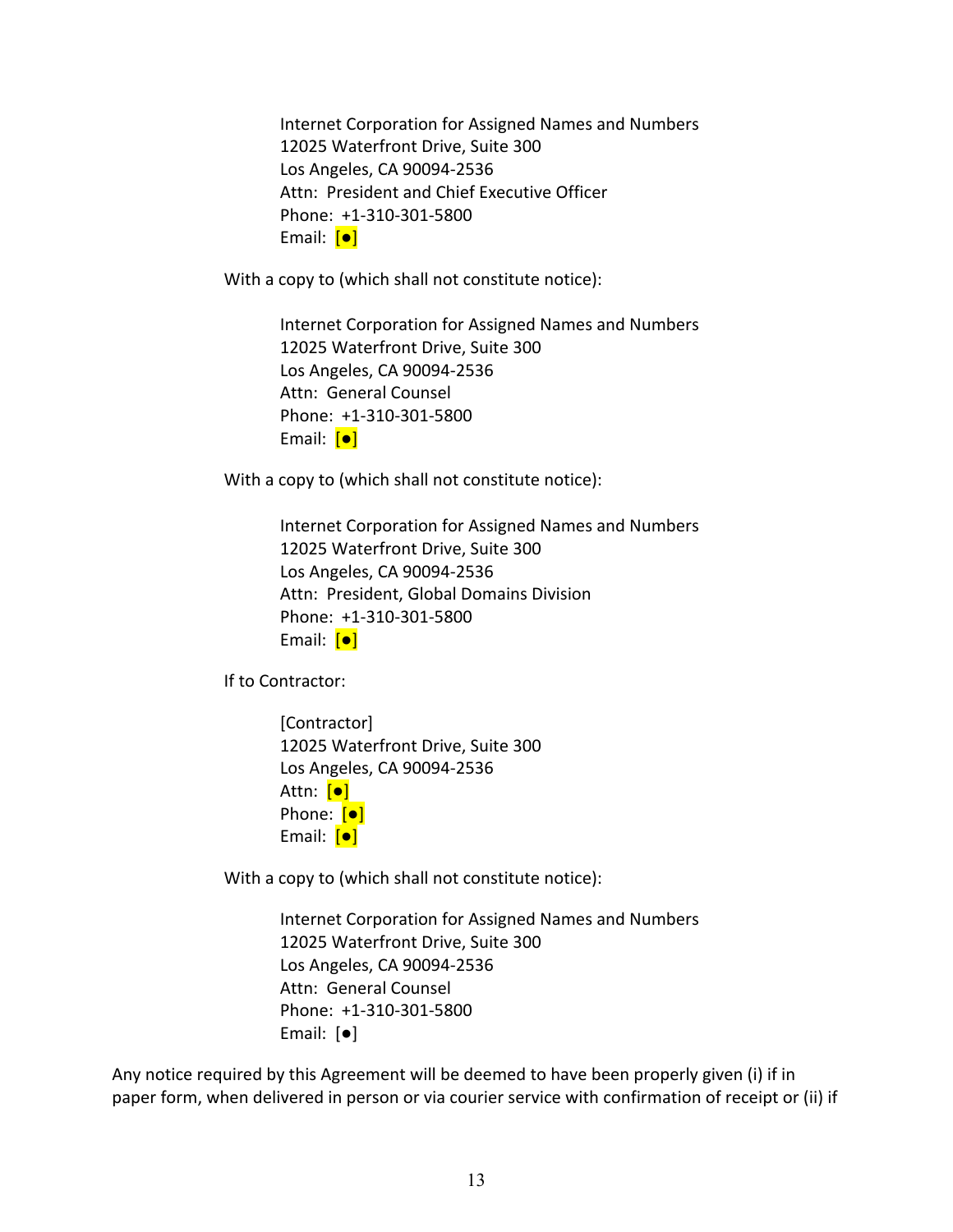Internet Corporation for Assigned Names and Numbers  
12025 Waterfront Drive, Suite 300  
Los Angeles, CA 90094-2536  
Attn: President and Chief Executive Officer  
Phone: +1-310-301-5800  
Email: [●]

With a copy to (which shall not constitute notice):

Internet Corporation for Assigned Names and Numbers  
12025 Waterfront Drive, Suite 300  
Los Angeles, CA 90094-2536  
Attn: General Counsel  
Phone: +1-310-301-5800  
Email: [●]

With a copy to (which shall not constitute notice):

Internet Corporation for Assigned Names and Numbers  
12025 Waterfront Drive, Suite 300  
Los Angeles, CA 90094-2536  
Attn: President, Global Domains Division  
Phone: +1-310-301-5800  
Email: [●]

If to Contractor:

[Contractor]  
12025 Waterfront Drive, Suite 300  
Los Angeles, CA 90094-2536  
Attn: [●]  
Phone: [●]  
Email: [●]

With a copy to (which shall not constitute notice):

Internet Corporation for Assigned Names and Numbers  
12025 Waterfront Drive, Suite 300  
Los Angeles, CA 90094-2536  
Attn: General Counsel  
Phone: +1-310-301-5800  
Email: [●]

Any notice required by this Agreement will be deemed to have been properly given (i) if in paper form, when delivered in person or via courier service with confirmation of receipt or (ii) if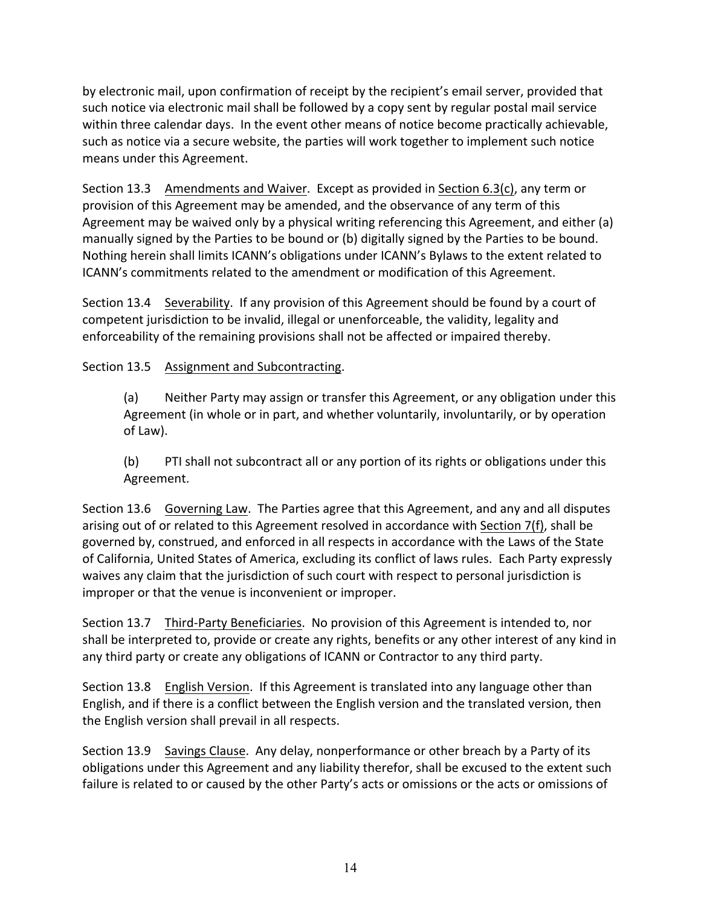by electronic mail, upon confirmation of receipt by the recipient's email server, provided that such notice via electronic mail shall be followed by a copy sent by regular postal mail service within three calendar days. In the event other means of notice become practically achievable, such as notice via a secure website, the parties will work together to implement such notice means under this Agreement.

Section 13.3 Amendments and Waiver. Except as provided in Section 6.3(c), any term or provision of this Agreement may be amended, and the observance of any term of this Agreement may be waived only by a physical writing referencing this Agreement, and either (a) manually signed by the Parties to be bound or (b) digitally signed by the Parties to be bound. Nothing herein shall limits ICANN's obligations under ICANN's Bylaws to the extent related to ICANN's commitments related to the amendment or modification of this Agreement.

Section 13.4 Severability. If any provision of this Agreement should be found by a court of competent jurisdiction to be invalid, illegal or unenforceable, the validity, legality and enforceability of the remaining provisions shall not be affected or impaired thereby.

Section 13.5 Assignment and Subcontracting.

(a) Neither Party may assign or transfer this Agreement, or any obligation under this Agreement (in whole or in part, and whether voluntarily, involuntarily, or by operation of Law).

(b) PTI shall not subcontract all or any portion of its rights or obligations under this Agreement.

Section 13.6 Governing Law. The Parties agree that this Agreement, and any and all disputes arising out of or related to this Agreement resolved in accordance with Section 7(f), shall be governed by, construed, and enforced in all respects in accordance with the Laws of the State of California, United States of America, excluding its conflict of laws rules. Each Party expressly waives any claim that the jurisdiction of such court with respect to personal jurisdiction is improper or that the venue is inconvenient or improper.

Section 13.7 Third-Party Beneficiaries. No provision of this Agreement is intended to, nor shall be interpreted to, provide or create any rights, benefits or any other interest of any kind in any third party or create any obligations of ICANN or Contractor to any third party.

Section 13.8 English Version. If this Agreement is translated into any language other than English, and if there is a conflict between the English version and the translated version, then the English version shall prevail in all respects.

Section 13.9 Savings Clause. Any delay, nonperformance or other breach by a Party of its obligations under this Agreement and any liability therefor, shall be excused to the extent such failure is related to or caused by the other Party's acts or omissions or the acts or omissions of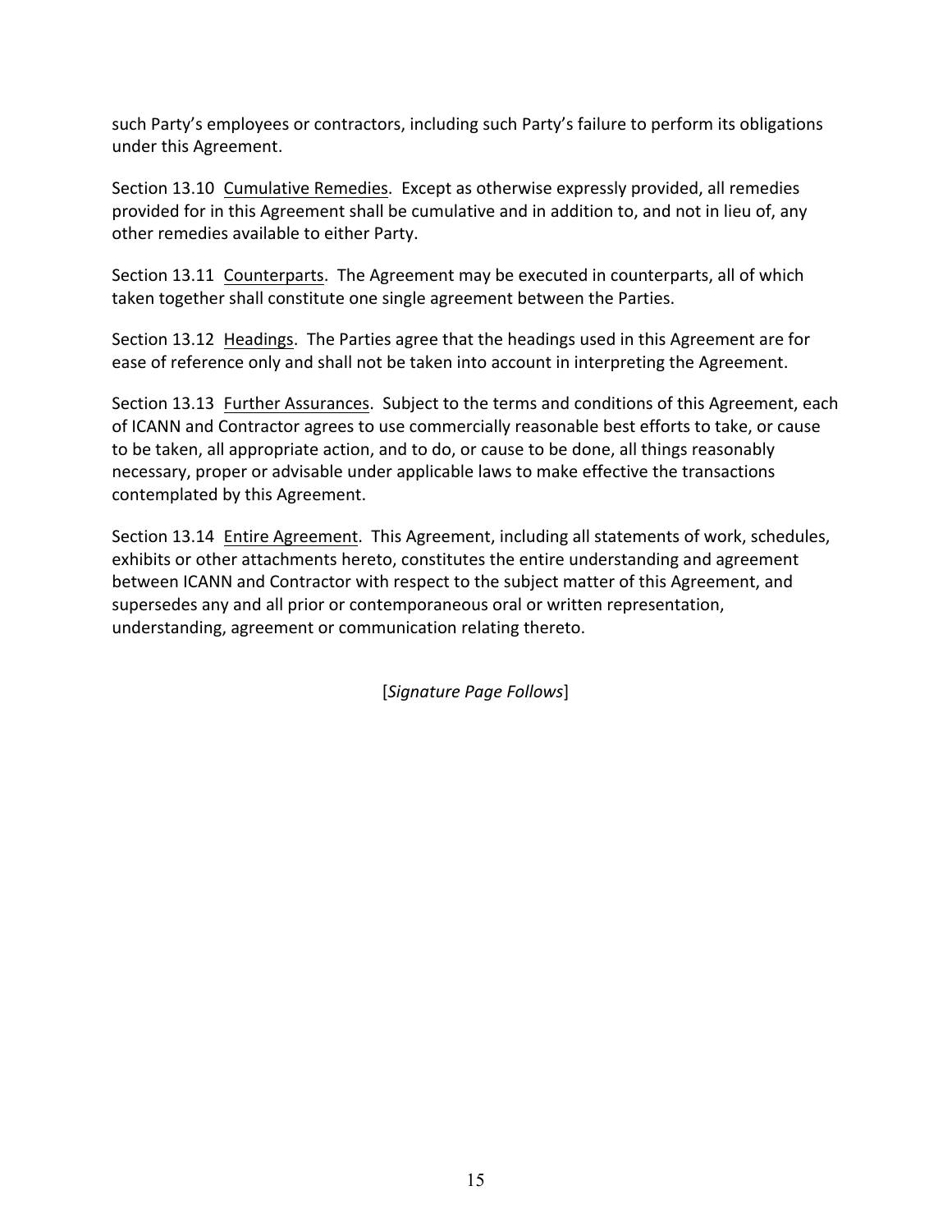such Party's employees or contractors, including such Party's failure to perform its obligations under this Agreement.

Section 13.10 Cumulative Remedies. Except as otherwise expressly provided, all remedies provided for in this Agreement shall be cumulative and in addition to, and not in lieu of, any other remedies available to either Party.

Section 13.11 Counterparts. The Agreement may be executed in counterparts, all of which taken together shall constitute one single agreement between the Parties.

Section 13.12 Headings. The Parties agree that the headings used in this Agreement are for ease of reference only and shall not be taken into account in interpreting the Agreement.

Section 13.13 Further Assurances. Subject to the terms and conditions of this Agreement, each of ICANN and Contractor agrees to use commercially reasonable best efforts to take, or cause to be taken, all appropriate action, and to do, or cause to be done, all things reasonably necessary, proper or advisable under applicable laws to make effective the transactions contemplated by this Agreement.

Section 13.14 Entire Agreement. This Agreement, including all statements of work, schedules, exhibits or other attachments hereto, constitutes the entire understanding and agreement between ICANN and Contractor with respect to the subject matter of this Agreement, and supersedes any and all prior or contemporaneous oral or written representation, understanding, agreement or communication relating thereto.

[*Signature Page Follows*]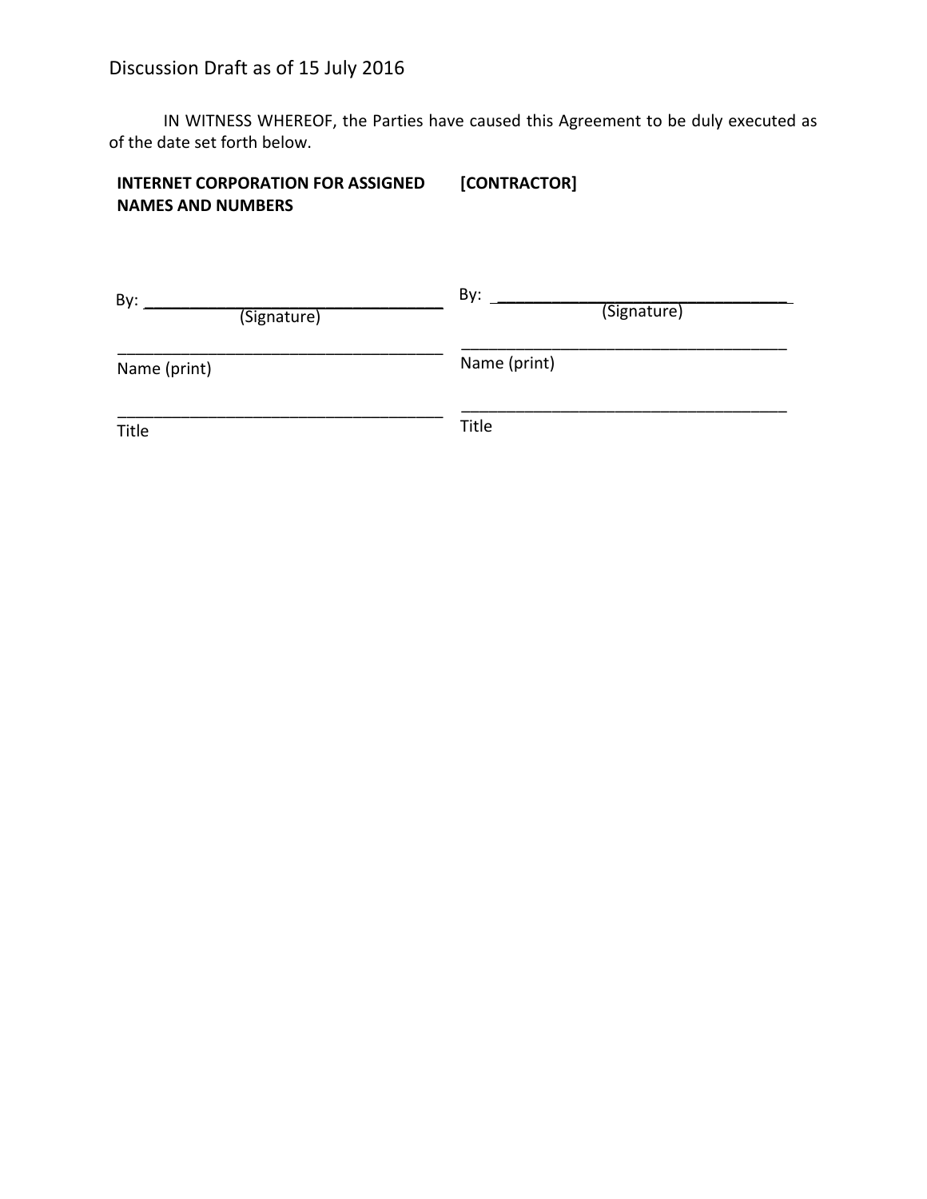IN WITNESS WHEREOF, the Parties have caused this Agreement to be duly executed as of the date set forth below.

| | |
|---|---|
| **INTERNET CORPORATION FOR ASSIGNED NAMES AND NUMBERS** | **[CONTRACTOR]** |
| By: ______________________________ (Signature) | By: ______________________________ (Signature) |
| ______________________________ Name (print) | ______________________________ Name (print) |
| ______________________________ Title | ______________________________ Title |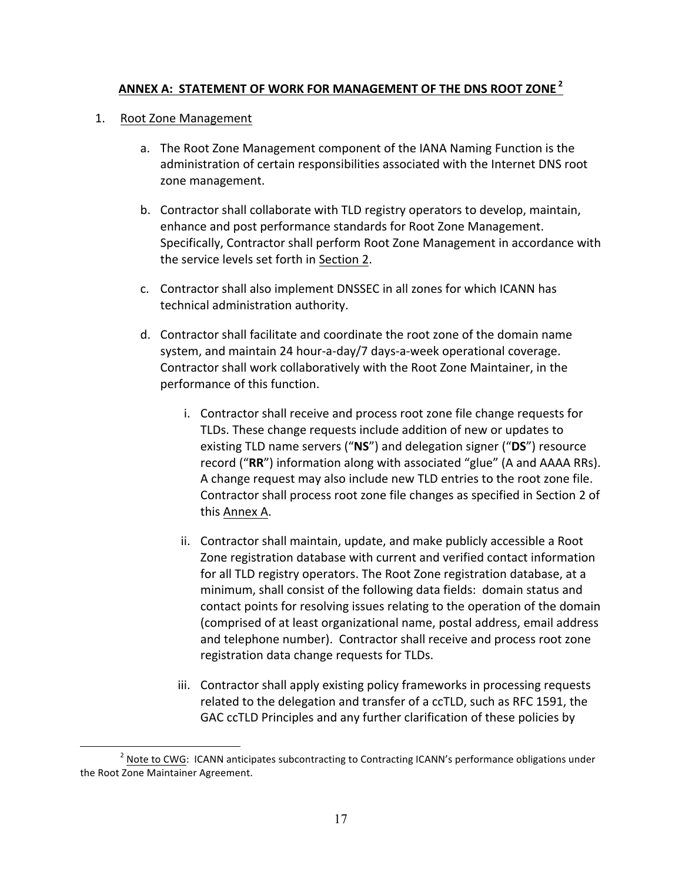## ANNEX A: STATEMENT OF WORK FOR MANAGEMENT OF THE DNS ROOT ZONE [2]

1. Root Zone Management

   a. The Root Zone Management component of the IANA Naming Function is the administration of certain responsibilities associated with the Internet DNS root zone management.

   b. Contractor shall collaborate with TLD registry operators to develop, maintain, enhance and post performance standards for Root Zone Management. Specifically, Contractor shall perform Root Zone Management in accordance with the service levels set forth in Section 2.

   c. Contractor shall also implement DNSSEC in all zones for which ICANN has technical administration authority.

   d. Contractor shall facilitate and coordinate the root zone of the domain name system, and maintain 24 hour-a-day/7 days-a-week operational coverage. Contractor shall work collaboratively with the Root Zone Maintainer, in the performance of this function.

      i. Contractor shall receive and process root zone file change requests for TLDs. These change requests include addition of new or updates to existing TLD name servers ("**NS**") and delegation signer ("**DS**") resource record ("**RR**") information along with associated "glue" (A and AAAA RRs). A change request may also include new TLD entries to the root zone file. Contractor shall process root zone file changes as specified in Section 2 of this Annex A.

      ii. Contractor shall maintain, update, and make publicly accessible a Root Zone registration database with current and verified contact information for all TLD registry operators. The Root Zone registration database, at a minimum, shall consist of the following data fields: domain status and contact points for resolving issues relating to the operation of the domain (comprised of at least organizational name, postal address, email address and telephone number). Contractor shall receive and process root zone registration data change requests for TLDs.

      iii. Contractor shall apply existing policy frameworks in processing requests related to the delegation and transfer of a ccTLD, such as RFC 1591, the GAC ccTLD Principles and any further clarification of these policies by

---

[2] Note to CWG: ICANN anticipates subcontracting to Contracting ICANN's performance obligations under the Root Zone Maintainer Agreement.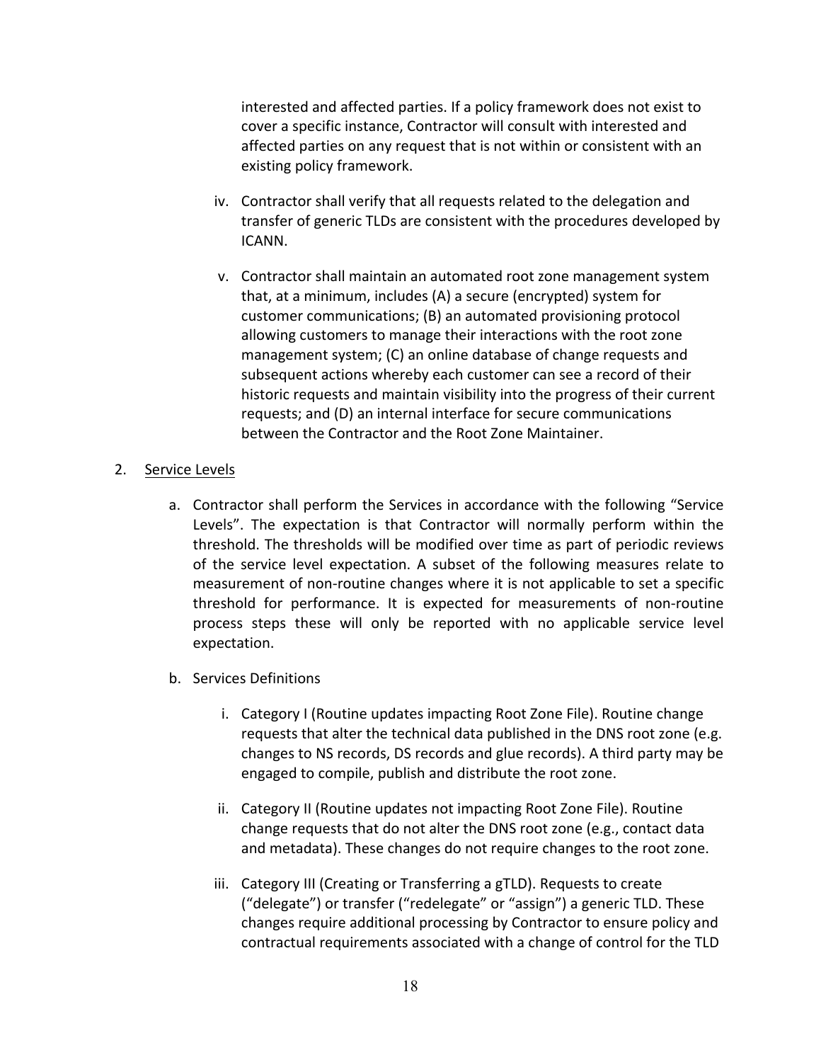interested and affected parties. If a policy framework does not exist to cover a specific instance, Contractor will consult with interested and affected parties on any request that is not within or consistent with an existing policy framework.

iv. Contractor shall verify that all requests related to the delegation and transfer of generic TLDs are consistent with the procedures developed by ICANN.

v. Contractor shall maintain an automated root zone management system that, at a minimum, includes (A) a secure (encrypted) system for customer communications; (B) an automated provisioning protocol allowing customers to manage their interactions with the root zone management system; (C) an online database of change requests and subsequent actions whereby each customer can see a record of their historic requests and maintain visibility into the progress of their current requests; and (D) an internal interface for secure communications between the Contractor and the Root Zone Maintainer.

2. Service Levels

a. Contractor shall perform the Services in accordance with the following "Service Levels". The expectation is that Contractor will normally perform within the threshold. The thresholds will be modified over time as part of periodic reviews of the service level expectation. A subset of the following measures relate to measurement of non-routine changes where it is not applicable to set a specific threshold for performance. It is expected for measurements of non-routine process steps these will only be reported with no applicable service level expectation.

b. Services Definitions

i. Category I (Routine updates impacting Root Zone File). Routine change requests that alter the technical data published in the DNS root zone (e.g. changes to NS records, DS records and glue records). A third party may be engaged to compile, publish and distribute the root zone.

ii. Category II (Routine updates not impacting Root Zone File). Routine change requests that do not alter the DNS root zone (e.g., contact data and metadata). These changes do not require changes to the root zone.

iii. Category III (Creating or Transferring a gTLD). Requests to create ("delegate") or transfer ("redelegate" or "assign") a generic TLD. These changes require additional processing by Contractor to ensure policy and contractual requirements associated with a change of control for the TLD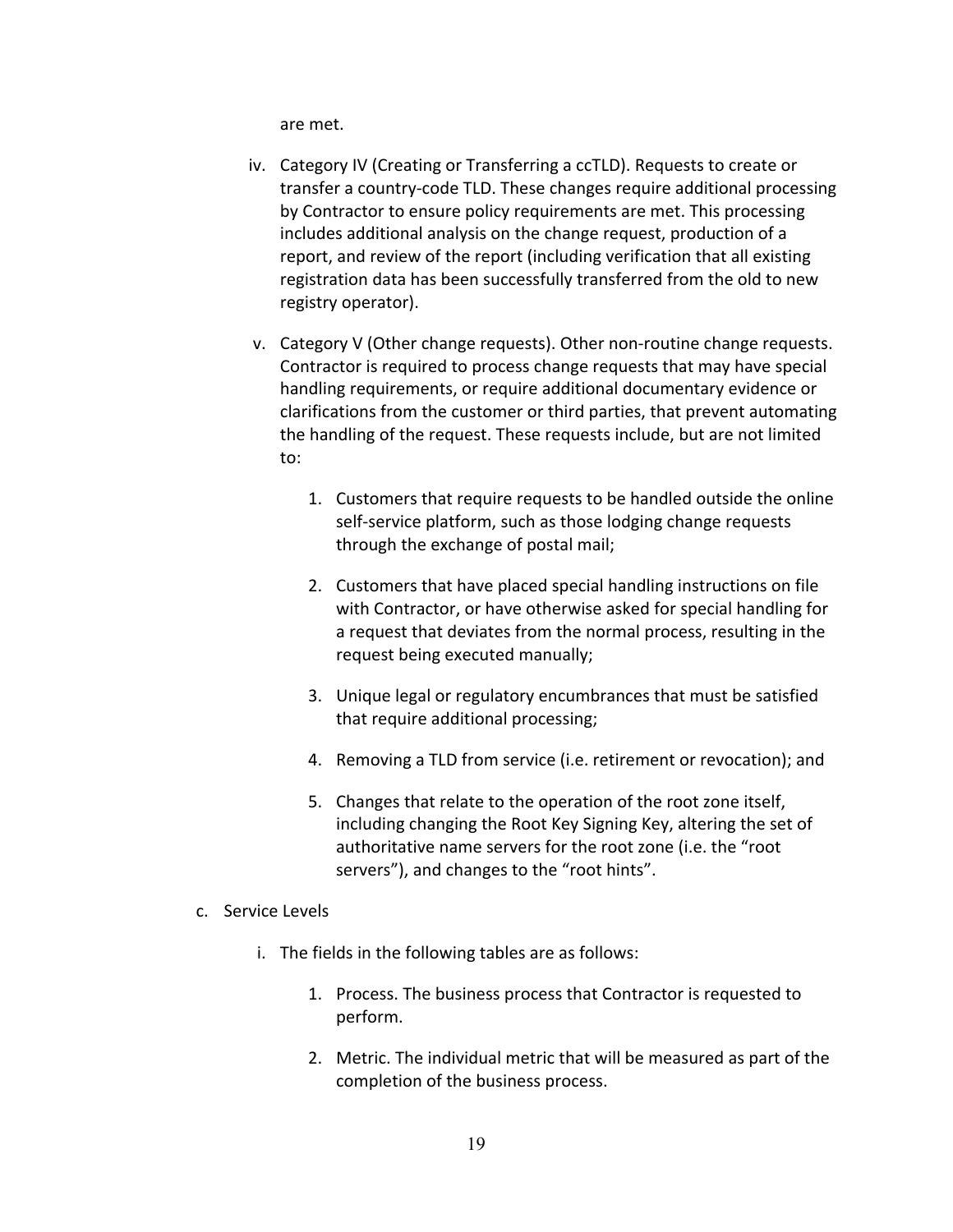are met.

iv. Category IV (Creating or Transferring a ccTLD). Requests to create or transfer a country-code TLD. These changes require additional processing by Contractor to ensure policy requirements are met. This processing includes additional analysis on the change request, production of a report, and review of the report (including verification that all existing registration data has been successfully transferred from the old to new registry operator).

v. Category V (Other change requests). Other non-routine change requests. Contractor is required to process change requests that may have special handling requirements, or require additional documentary evidence or clarifications from the customer or third parties, that prevent automating the handling of the request. These requests include, but are not limited to:

   1. Customers that require requests to be handled outside the online self-service platform, such as those lodging change requests through the exchange of postal mail;

   2. Customers that have placed special handling instructions on file with Contractor, or have otherwise asked for special handling for a request that deviates from the normal process, resulting in the request being executed manually;

   3. Unique legal or regulatory encumbrances that must be satisfied that require additional processing;

   4. Removing a TLD from service (i.e. retirement or revocation); and

   5. Changes that relate to the operation of the root zone itself, including changing the Root Key Signing Key, altering the set of authoritative name servers for the root zone (i.e. the "root servers"), and changes to the "root hints".

c. Service Levels

   i. The fields in the following tables are as follows:

      1. Process. The business process that Contractor is requested to perform.

      2. Metric. The individual metric that will be measured as part of the completion of the business process.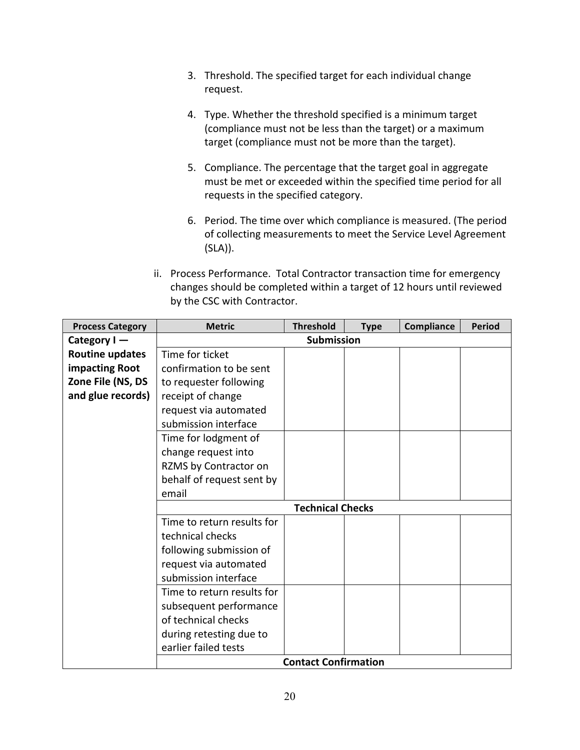3. Threshold. The specified target for each individual change request.

4. Type. Whether the threshold specified is a minimum target (compliance must not be less than the target) or a maximum target (compliance must not be more than the target).

5. Compliance. The percentage that the target goal in aggregate must be met or exceeded within the specified time period for all requests in the specified category.

6. Period. The time over which compliance is measured. (The period of collecting measurements to meet the Service Level Agreement (SLA)).

ii. Process Performance. Total Contractor transaction time for emergency changes should be completed within a target of 12 hours until reviewed by the CSC with Contractor.

| Process Category | Metric | Threshold | Type | Compliance | Period |
|---|---|---|---|---|---|
| **Category I — Routine updates impacting Root Zone File (NS, DS and glue records)** | **Submission** | | | | |
| | Time for ticket confirmation to be sent to requester following receipt of change request via automated submission interface | | | | |
| | Time for lodgment of change request into RZMS by Contractor on behalf of request sent by email | | | | |
| | **Technical Checks** | | | | |
| | Time to return results for technical checks following submission of request via automated submission interface | | | | |
| | Time to return results for subsequent performance of technical checks during retesting due to earlier failed tests | | | | |
| | **Contact Confirmation** | | | | |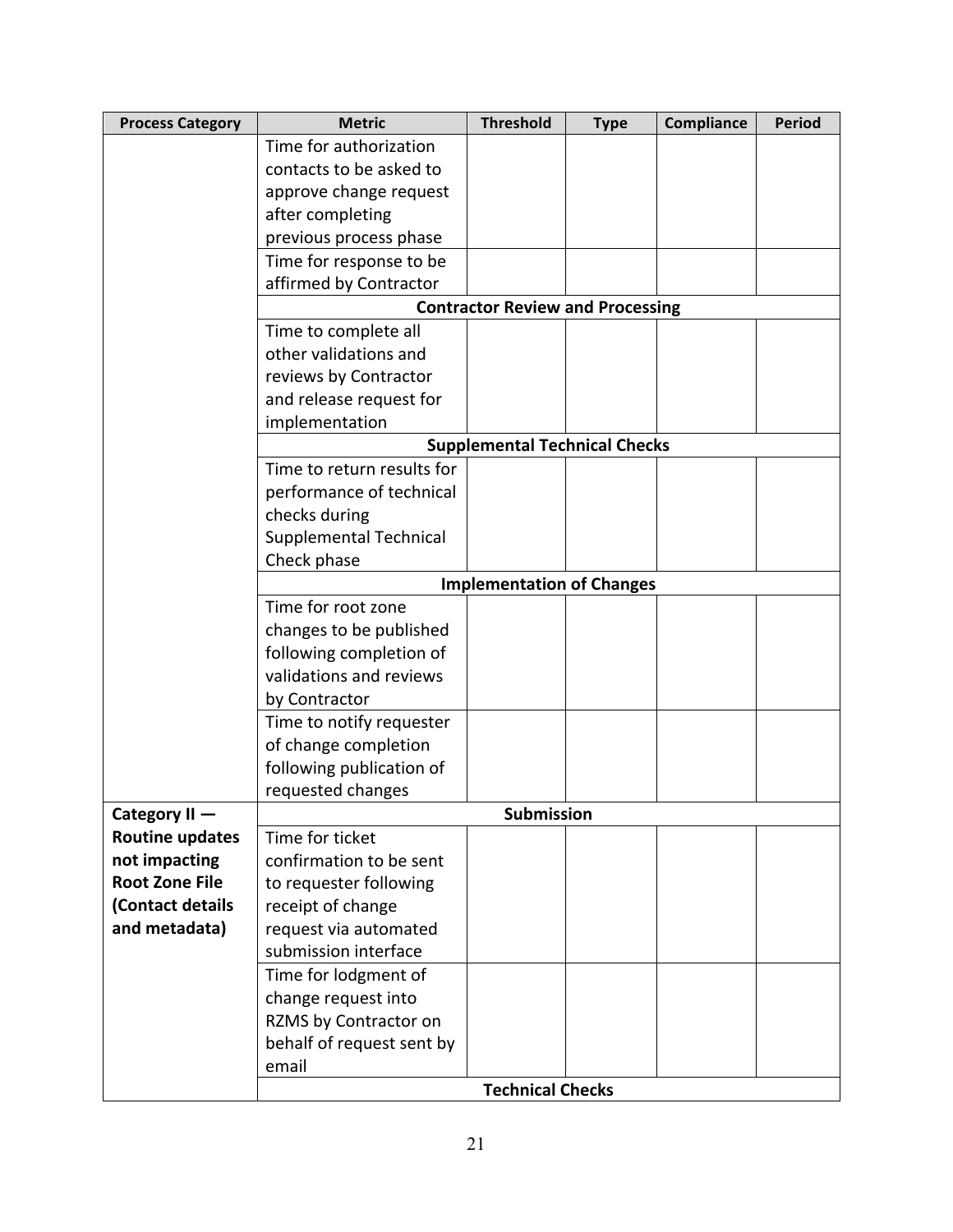| Process Category | Metric | Threshold | Type | Compliance | Period |
|---|---|---|---|---|---|
| | Time for authorization contacts to be asked to approve change request after completing previous process phase | | | | |
| | Time for response to be affirmed by Contractor | | | | |
| | **Contractor Review and Processing** | | | | |
| | Time to complete all other validations and reviews by Contractor and release request for implementation | | | | |
| | **Supplemental Technical Checks** | | | | |
| | Time to return results for performance of technical checks during Supplemental Technical Check phase | | | | |
| | **Implementation of Changes** | | | | |
| | Time for root zone changes to be published following completion of validations and reviews by Contractor | | | | |
| | Time to notify requester of change completion following publication of requested changes | | | | |
| **Category II — Routine updates not impacting Root Zone File (Contact details and metadata)** | **Submission** | | | | |
| | Time for ticket confirmation to be sent to requester following receipt of change request via automated submission interface | | | | |
| | Time for lodgment of change request into RZMS by Contractor on behalf of request sent by email | | | | |
| | **Technical Checks** | | | | |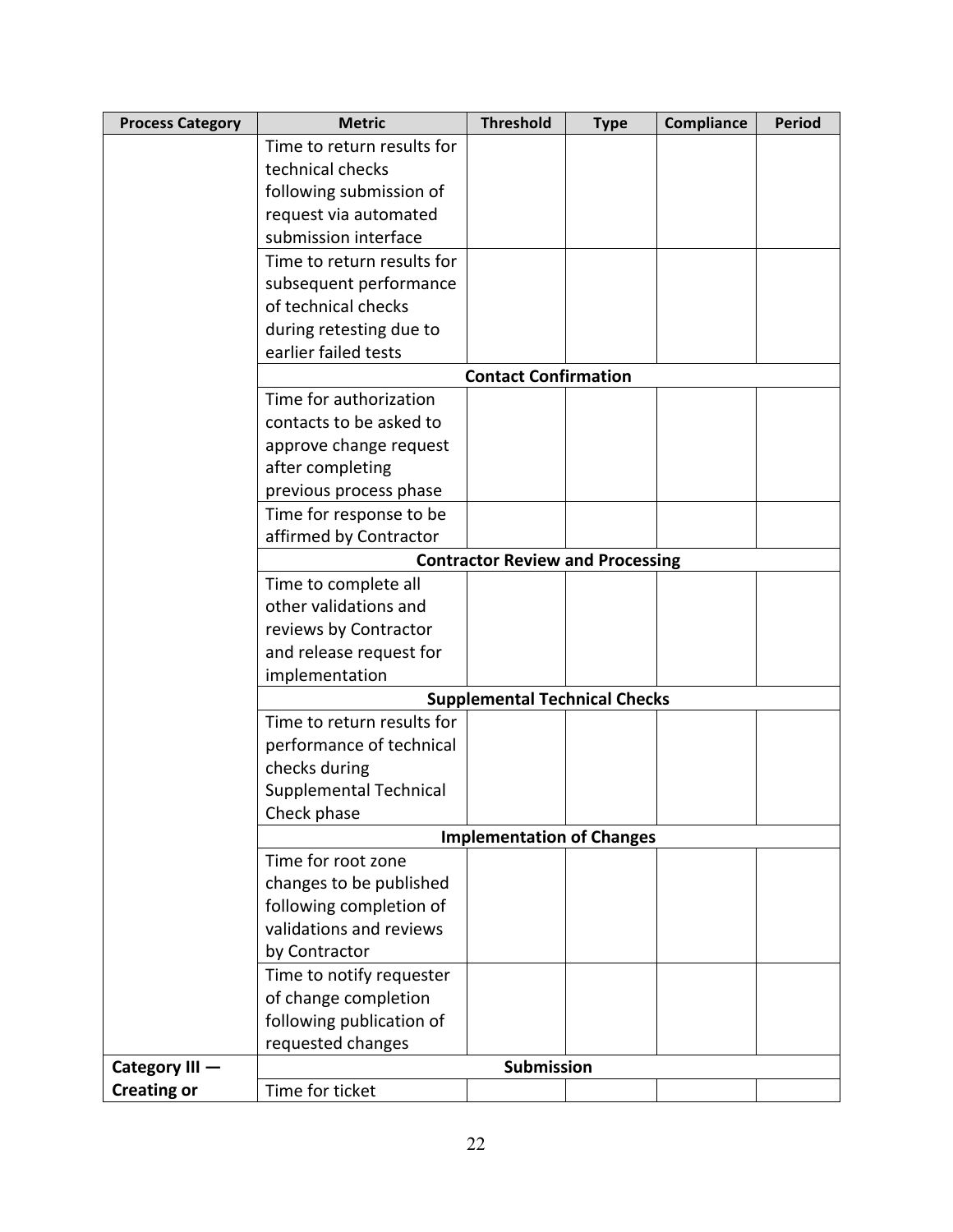| Process Category | Metric | Threshold | Type | Compliance | Period |
|---|---|---|---|---|---|
| | Time to return results for technical checks following submission of request via automated submission interface | | | | |
| | Time to return results for subsequent performance of technical checks during retesting due to earlier failed tests | | | | |
| | **Contact Confirmation** | | | | |
| | Time for authorization contacts to be asked to approve change request after completing previous process phase | | | | |
| | Time for response to be affirmed by Contractor | | | | |
| | **Contractor Review and Processing** | | | | |
| | Time to complete all other validations and reviews by Contractor and release request for implementation | | | | |
| | **Supplemental Technical Checks** | | | | |
| | Time to return results for performance of technical checks during Supplemental Technical Check phase | | | | |
| | **Implementation of Changes** | | | | |
| | Time for root zone changes to be published following completion of validations and reviews by Contractor | | | | |
| | Time to notify requester of change completion following publication of requested changes | | | | |
| **Category III — Creating or** | **Submission** | | | | |
| | Time for ticket | | | | |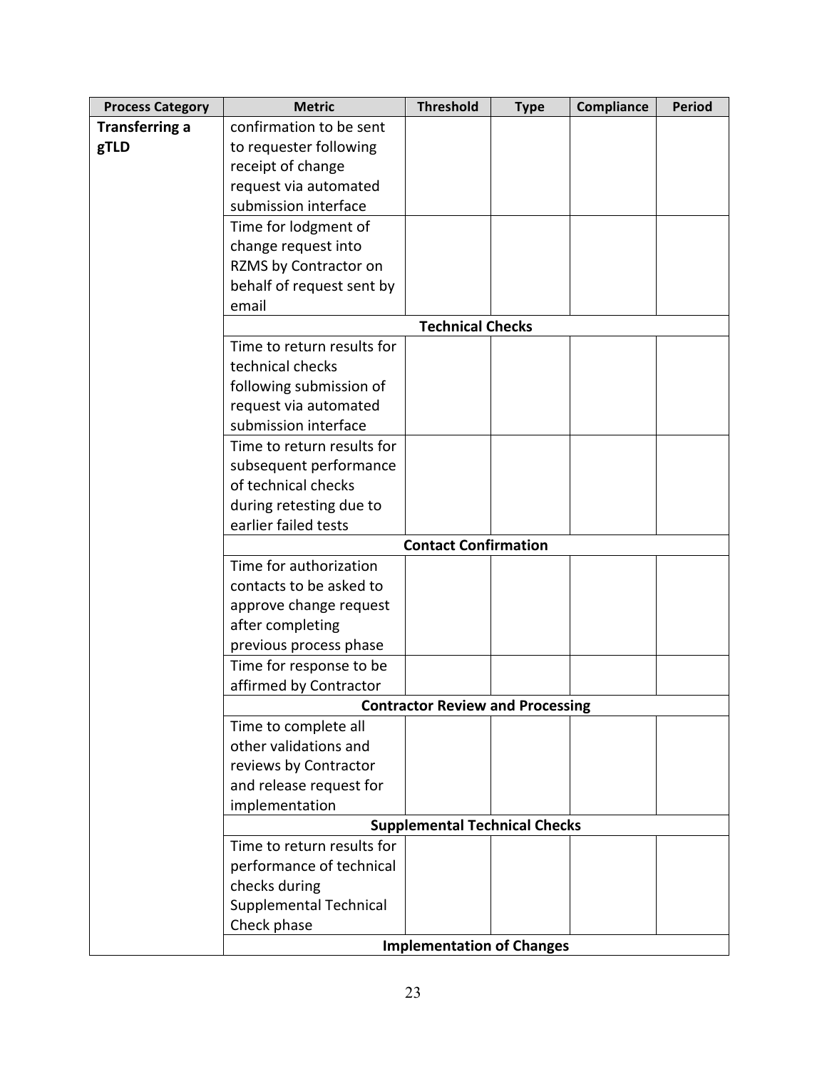| Process Category | Metric | Threshold | Type | Compliance | Period |
|---|---|---|---|---|---|
| **Transferring a gTLD** | confirmation to be sent to requester following receipt of change request via automated submission interface | | | | |
| | Time for lodgment of change request into RZMS by Contractor on behalf of request sent by email | | | | |
| | **Technical Checks** | | | | |
| | Time to return results for technical checks following submission of request via automated submission interface | | | | |
| | Time to return results for subsequent performance of technical checks during retesting due to earlier failed tests | | | | |
| | **Contact Confirmation** | | | | |
| | Time for authorization contacts to be asked to approve change request after completing previous process phase | | | | |
| | Time for response to be affirmed by Contractor | | | | |
| | **Contractor Review and Processing** | | | | |
| | Time to complete all other validations and reviews by Contractor and release request for implementation | | | | |
| | **Supplemental Technical Checks** | | | | |
| | Time to return results for performance of technical checks during Supplemental Technical Check phase | | | | |
| | **Implementation of Changes** | | | | |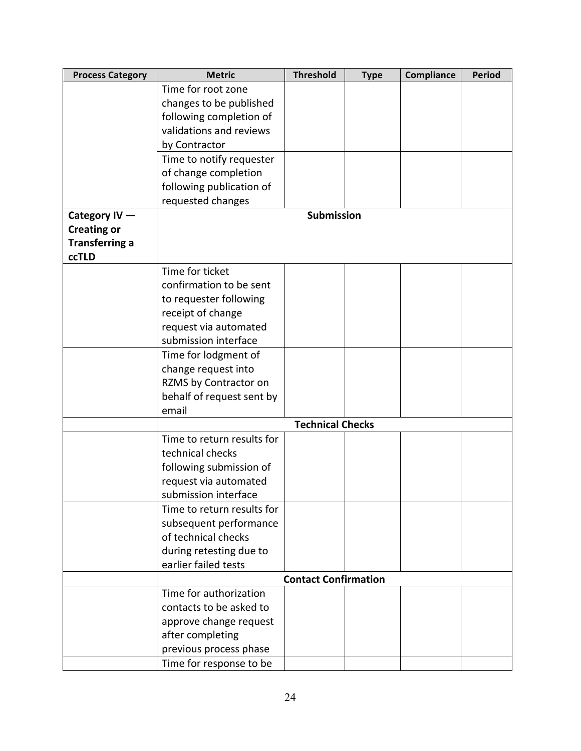| Process Category | Metric | Threshold | Type | Compliance | Period |
|---|---|---|---|---|---|
| | Time for root zone changes to be published following completion of validations and reviews by Contractor | | | | |
| | Time to notify requester of change completion following publication of requested changes | | | | |
| **Category IV — Creating or Transferring a ccTLD** | **Submission** | | | | |
| | Time for ticket confirmation to be sent to requester following receipt of change request via automated submission interface | | | | |
| | Time for lodgment of change request into RZMS by Contractor on behalf of request sent by email | | | | |
| | **Technical Checks** | | | | |
| | Time to return results for technical checks following submission of request via automated submission interface | | | | |
| | Time to return results for subsequent performance of technical checks during retesting due to earlier failed tests | | | | |
| | **Contact Confirmation** | | | | |
| | Time for authorization contacts to be asked to approve change request after completing previous process phase | | | | |
| | Time for response to be | | | | |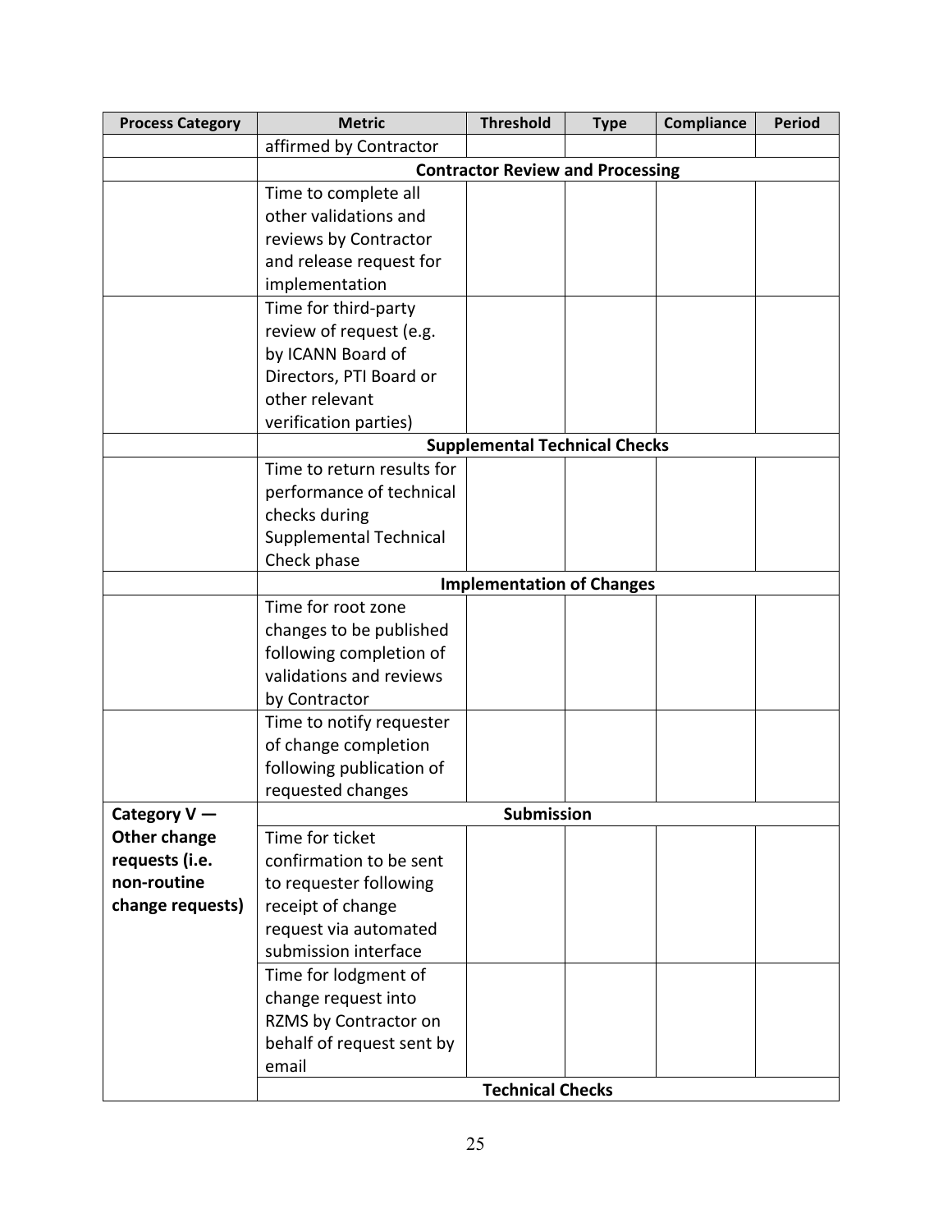| Process Category | Metric | Threshold | Type | Compliance | Period |
|---|---|---|---|---|---|
| | affirmed by Contractor | | | | |
| | **Contractor Review and Processing** | | | | |
| | Time to complete all other validations and reviews by Contractor and release request for implementation | | | | |
| | Time for third-party review of request (e.g. by ICANN Board of Directors, PTI Board or other relevant verification parties) | | | | |
| | **Supplemental Technical Checks** | | | | |
| | Time to return results for performance of technical checks during Supplemental Technical Check phase | | | | |
| | **Implementation of Changes** | | | | |
| | Time for root zone changes to be published following completion of validations and reviews by Contractor | | | | |
| | Time to notify requester of change completion following publication of requested changes | | | | |
| **Category V — Other change requests (i.e. non-routine change requests)** | **Submission** | | | | |
| | Time for ticket confirmation to be sent to requester following receipt of change request via automated submission interface | | | | |
| | Time for lodgment of change request into RZMS by Contractor on behalf of request sent by email | | | | |
| | **Technical Checks** | | | | |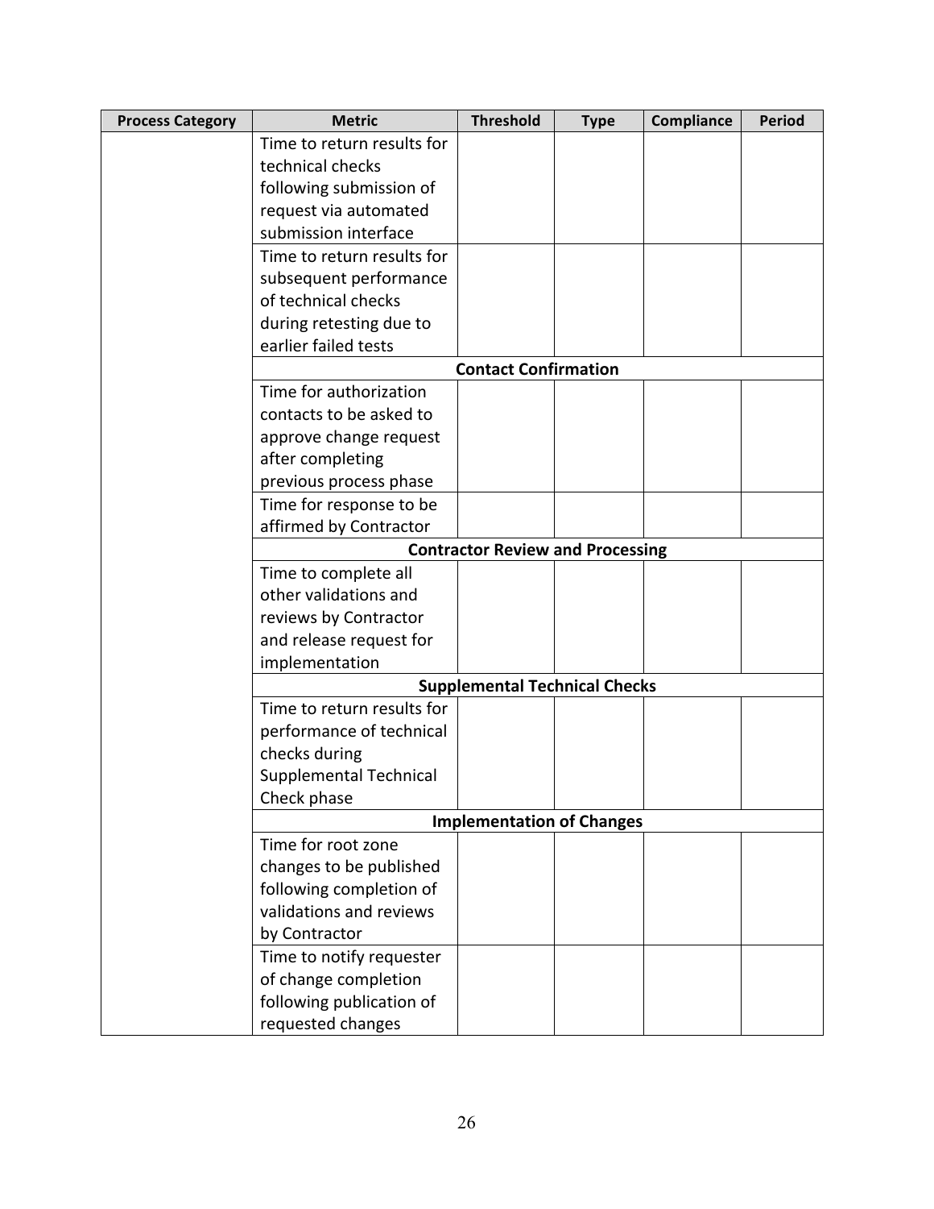| Process Category | Metric | Threshold | Type | Compliance | Period |
| --- | --- | --- | --- | --- | --- |
| | Time to return results for technical checks following submission of request via automated submission interface | | | | |
| | Time to return results for subsequent performance of technical checks during retesting due to earlier failed tests | | | | |
| | **Contact Confirmation** | | | | |
| | Time for authorization contacts to be asked to approve change request after completing previous process phase | | | | |
| | Time for response to be affirmed by Contractor | | | | |
| | **Contractor Review and Processing** | | | | |
| | Time to complete all other validations and reviews by Contractor and release request for implementation | | | | |
| | **Supplemental Technical Checks** | | | | |
| | Time to return results for performance of technical checks during Supplemental Technical Check phase | | | | |
| | **Implementation of Changes** | | | | |
| | Time for root zone changes to be published following completion of validations and reviews by Contractor | | | | |
| | Time to notify requester of change completion following publication of requested changes | | | | |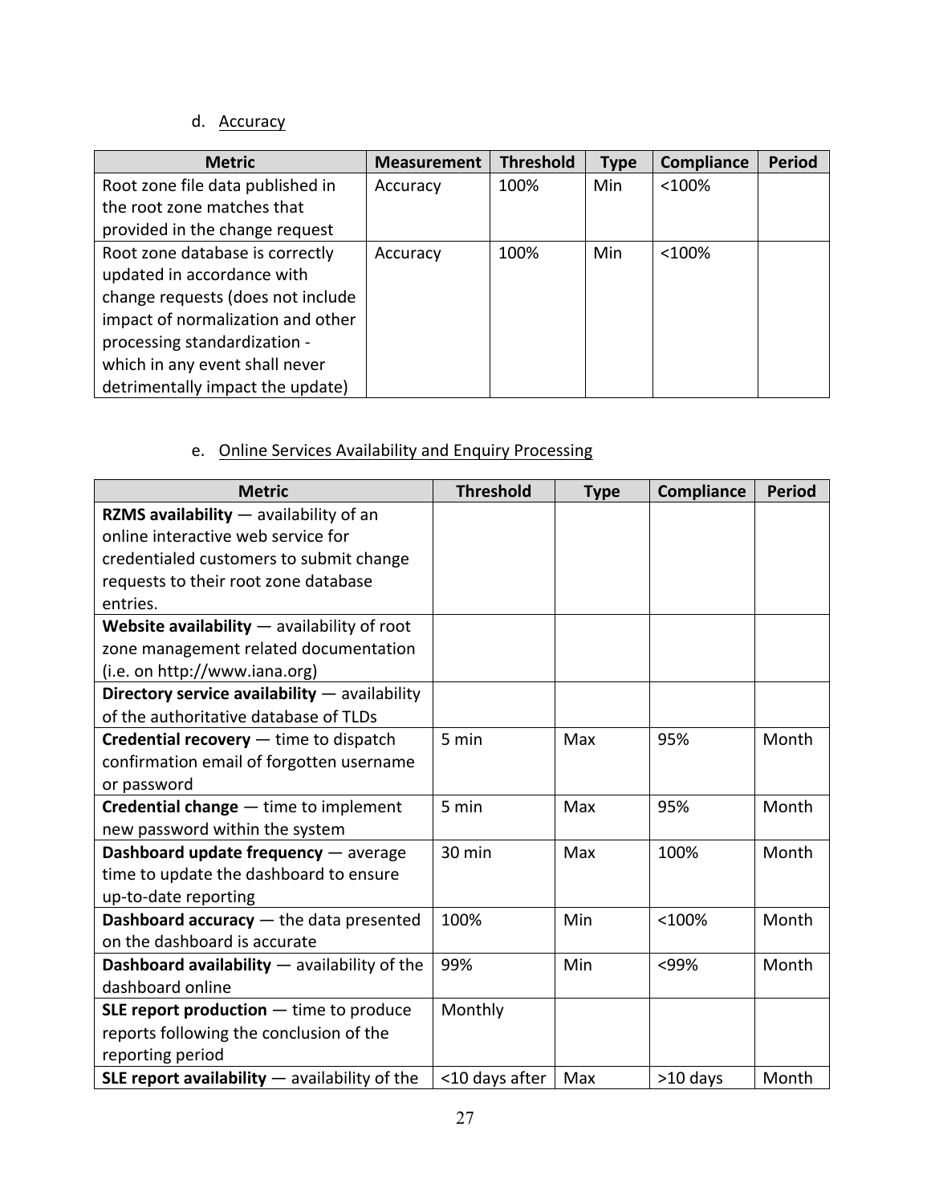d. Accuracy

| Metric | Measurement | Threshold | Type | Compliance | Period |
|---|---|---|---|---|---|
| Root zone file data published in the root zone matches that provided in the change request | Accuracy | 100% | Min | <100% | |
| Root zone database is correctly updated in accordance with change requests (does not include impact of normalization and other processing standardization - which in any event shall never detrimentally impact the update) | Accuracy | 100% | Min | <100% | |

e. Online Services Availability and Enquiry Processing

| Metric | Threshold | Type | Compliance | Period |
|---|---|---|---|---|
| **RZMS availability** — availability of an online interactive web service for credentialed customers to submit change requests to their root zone database entries. | | | | |
| **Website availability** — availability of root zone management related documentation (i.e. on http://www.iana.org) | | | | |
| **Directory service availability** — availability of the authoritative database of TLDs | | | | |
| **Credential recovery** — time to dispatch confirmation email of forgotten username or password | 5 min | Max | 95% | Month |
| **Credential change** — time to implement new password within the system | 5 min | Max | 95% | Month |
| **Dashboard update frequency** — average time to update the dashboard to ensure up-to-date reporting | 30 min | Max | 100% | Month |
| **Dashboard accuracy** — the data presented on the dashboard is accurate | 100% | Min | <100% | Month |
| **Dashboard availability** — availability of the dashboard online | 99% | Min | <99% | Month |
| **SLE report production** — time to produce reports following the conclusion of the reporting period | Monthly | | | |
| **SLE report availability** — availability of the | <10 days after | Max | >10 days | Month |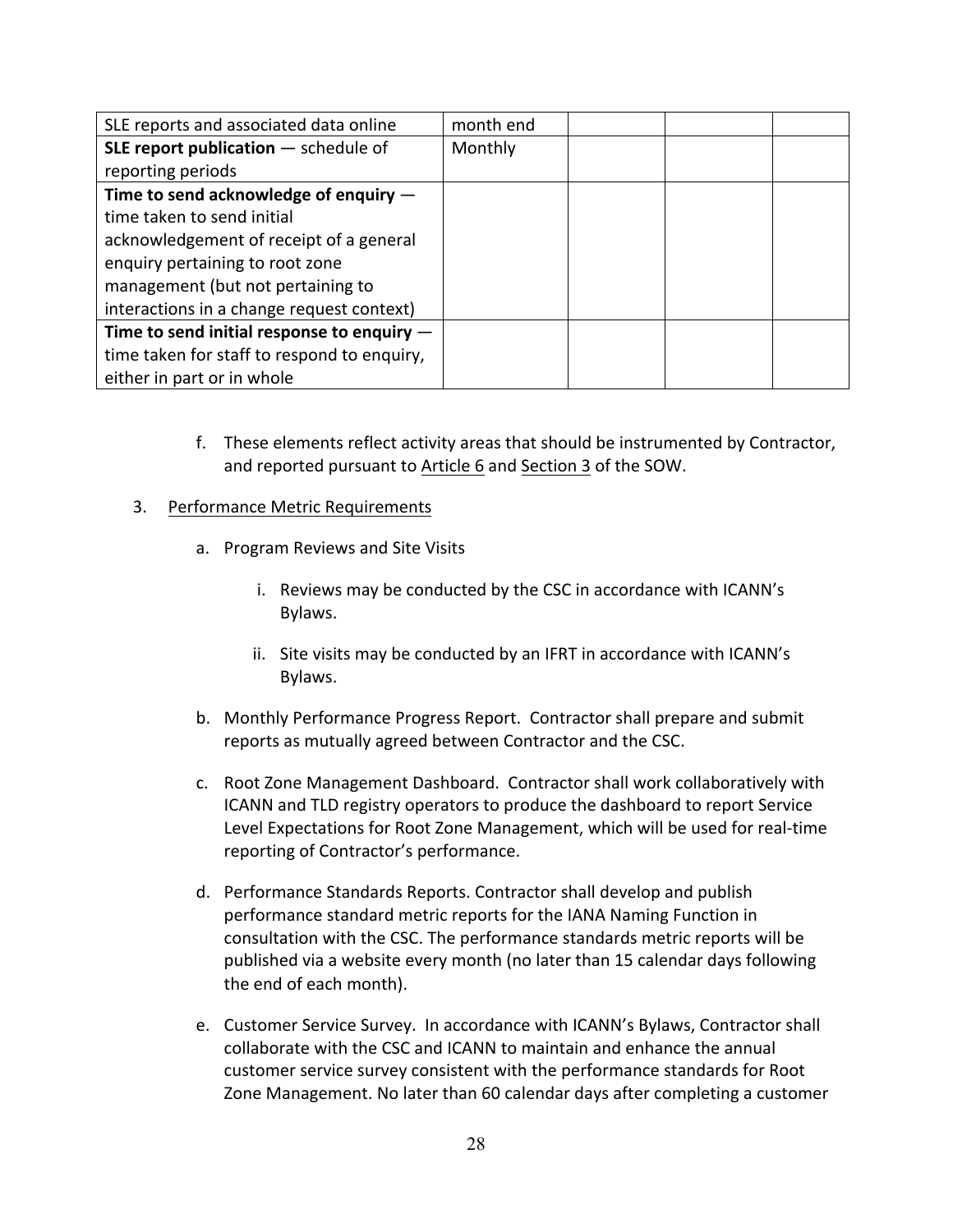| | | | | |
|---|---|---|---|---|
| SLE reports and associated data online | month end | | | |
| **SLE report publication** — schedule of reporting periods | Monthly | | | |
| **Time to send acknowledge of enquiry** — time taken to send initial acknowledgement of receipt of a general enquiry pertaining to root zone management (but not pertaining to interactions in a change request context) | | | | |
| **Time to send initial response to enquiry** — time taken for staff to respond to enquiry, either in part or in whole | | | | |

f. These elements reflect activity areas that should be instrumented by Contractor, and reported pursuant to Article 6 and Section 3 of the SOW.

3. Performance Metric Requirements

   a. Program Reviews and Site Visits

      i. Reviews may be conducted by the CSC in accordance with ICANN's Bylaws.

      ii. Site visits may be conducted by an IFRT in accordance with ICANN's Bylaws.

   b. Monthly Performance Progress Report. Contractor shall prepare and submit reports as mutually agreed between Contractor and the CSC.

   c. Root Zone Management Dashboard. Contractor shall work collaboratively with ICANN and TLD registry operators to produce the dashboard to report Service Level Expectations for Root Zone Management, which will be used for real-time reporting of Contractor's performance.

   d. Performance Standards Reports. Contractor shall develop and publish performance standard metric reports for the IANA Naming Function in consultation with the CSC. The performance standards metric reports will be published via a website every month (no later than 15 calendar days following the end of each month).

   e. Customer Service Survey. In accordance with ICANN's Bylaws, Contractor shall collaborate with the CSC and ICANN to maintain and enhance the annual customer service survey consistent with the performance standards for Root Zone Management. No later than 60 calendar days after completing a customer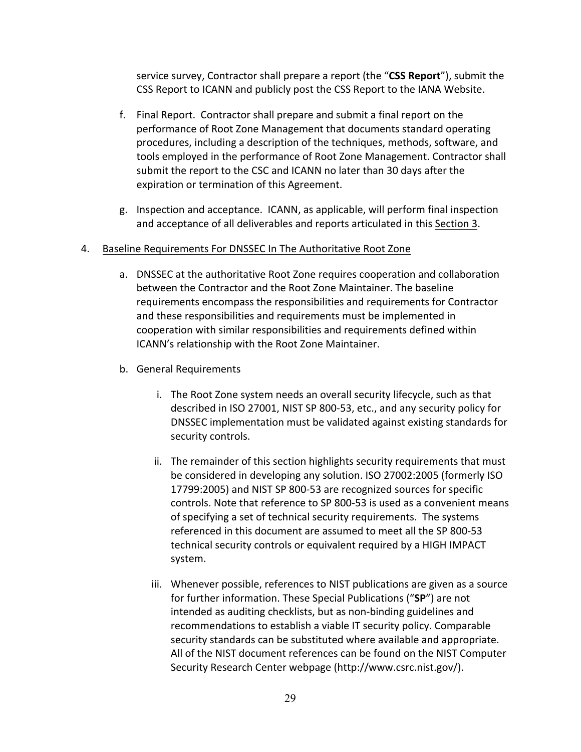service survey, Contractor shall prepare a report (the "**CSS Report**"), submit the CSS Report to ICANN and publicly post the CSS Report to the IANA Website.

f. Final Report. Contractor shall prepare and submit a final report on the performance of Root Zone Management that documents standard operating procedures, including a description of the techniques, methods, software, and tools employed in the performance of Root Zone Management. Contractor shall submit the report to the CSC and ICANN no later than 30 days after the expiration or termination of this Agreement.

g. Inspection and acceptance. ICANN, as applicable, will perform final inspection and acceptance of all deliverables and reports articulated in this Section 3.

4. Baseline Requirements For DNSSEC In The Authoritative Root Zone

a. DNSSEC at the authoritative Root Zone requires cooperation and collaboration between the Contractor and the Root Zone Maintainer. The baseline requirements encompass the responsibilities and requirements for Contractor and these responsibilities and requirements must be implemented in cooperation with similar responsibilities and requirements defined within ICANN's relationship with the Root Zone Maintainer.

b. General Requirements

i. The Root Zone system needs an overall security lifecycle, such as that described in ISO 27001, NIST SP 800-53, etc., and any security policy for DNSSEC implementation must be validated against existing standards for security controls.

ii. The remainder of this section highlights security requirements that must be considered in developing any solution. ISO 27002:2005 (formerly ISO 17799:2005) and NIST SP 800-53 are recognized sources for specific controls. Note that reference to SP 800-53 is used as a convenient means of specifying a set of technical security requirements. The systems referenced in this document are assumed to meet all the SP 800-53 technical security controls or equivalent required by a HIGH IMPACT system.

iii. Whenever possible, references to NIST publications are given as a source for further information. These Special Publications ("**SP**") are not intended as auditing checklists, but as non-binding guidelines and recommendations to establish a viable IT security policy. Comparable security standards can be substituted where available and appropriate. All of the NIST document references can be found on the NIST Computer Security Research Center webpage (http://www.csrc.nist.gov/).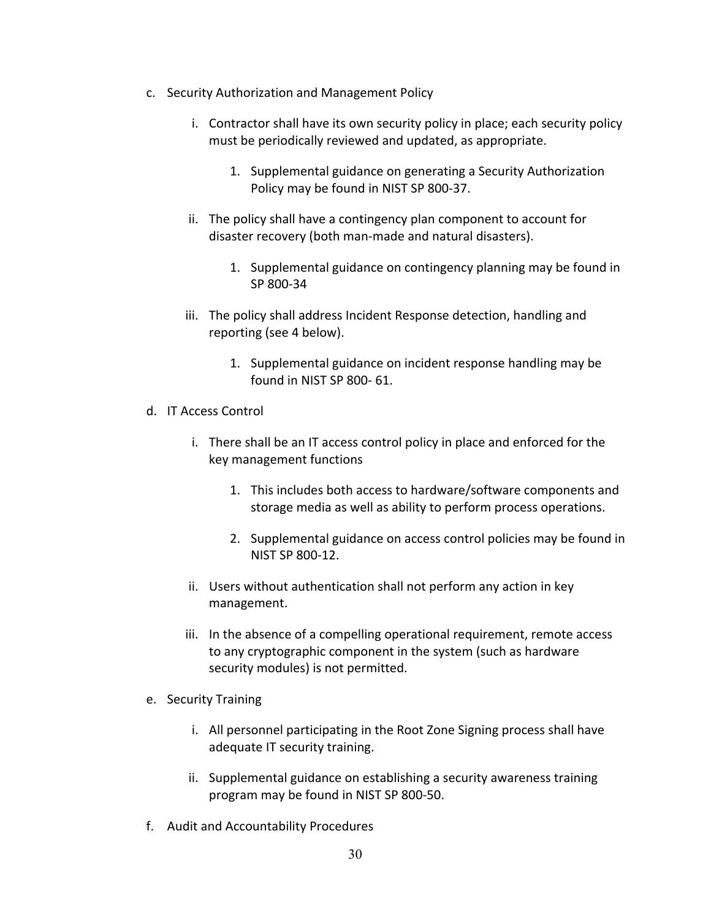c. Security Authorization and Management Policy

   i. Contractor shall have its own security policy in place; each security policy must be periodically reviewed and updated, as appropriate.

      1. Supplemental guidance on generating a Security Authorization Policy may be found in NIST SP 800-37.

   ii. The policy shall have a contingency plan component to account for disaster recovery (both man-made and natural disasters).

      1. Supplemental guidance on contingency planning may be found in SP 800-34

   iii. The policy shall address Incident Response detection, handling and reporting (see 4 below).

      1. Supplemental guidance on incident response handling may be found in NIST SP 800- 61.

d. IT Access Control

   i. There shall be an IT access control policy in place and enforced for the key management functions

      1. This includes both access to hardware/software components and storage media as well as ability to perform process operations.

      2. Supplemental guidance on access control policies may be found in NIST SP 800-12.

   ii. Users without authentication shall not perform any action in key management.

   iii. In the absence of a compelling operational requirement, remote access to any cryptographic component in the system (such as hardware security modules) is not permitted.

e. Security Training

   i. All personnel participating in the Root Zone Signing process shall have adequate IT security training.

   ii. Supplemental guidance on establishing a security awareness training program may be found in NIST SP 800-50.

f. Audit and Accountability Procedures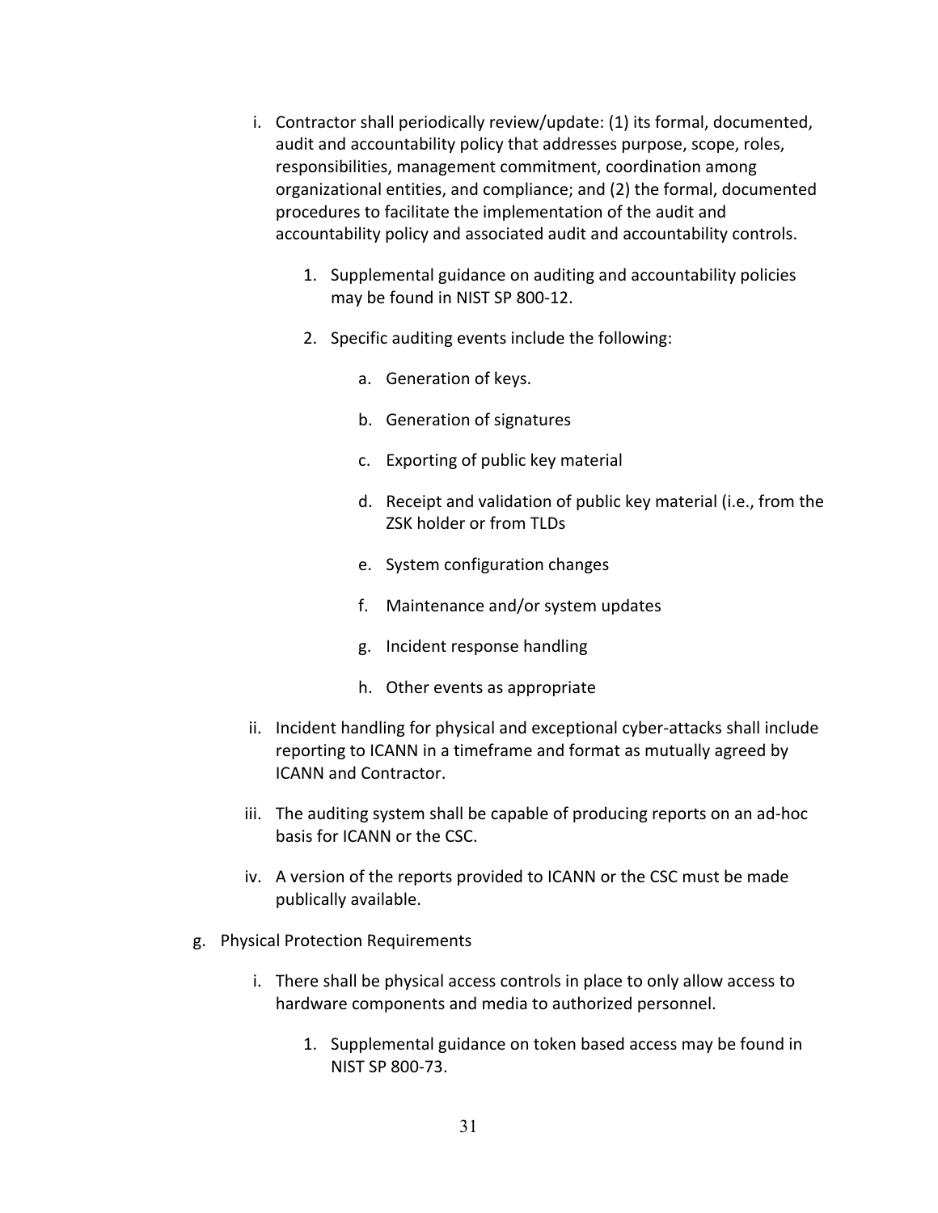i. Contractor shall periodically review/update: (1) its formal, documented, audit and accountability policy that addresses purpose, scope, roles, responsibilities, management commitment, coordination among organizational entities, and compliance; and (2) the formal, documented procedures to facilitate the implementation of the audit and accountability policy and associated audit and accountability controls.

   1. Supplemental guidance on auditing and accountability policies may be found in NIST SP 800-12.

   2. Specific auditing events include the following:

      a. Generation of keys.

      b. Generation of signatures

      c. Exporting of public key material

      d. Receipt and validation of public key material (i.e., from the ZSK holder or from TLDs

      e. System configuration changes

      f. Maintenance and/or system updates

      g. Incident response handling

      h. Other events as appropriate

ii. Incident handling for physical and exceptional cyber-attacks shall include reporting to ICANN in a timeframe and format as mutually agreed by ICANN and Contractor.

iii. The auditing system shall be capable of producing reports on an ad-hoc basis for ICANN or the CSC.

iv. A version of the reports provided to ICANN or the CSC must be made publically available.

g. Physical Protection Requirements

   i. There shall be physical access controls in place to only allow access to hardware components and media to authorized personnel.

      1. Supplemental guidance on token based access may be found in NIST SP 800-73.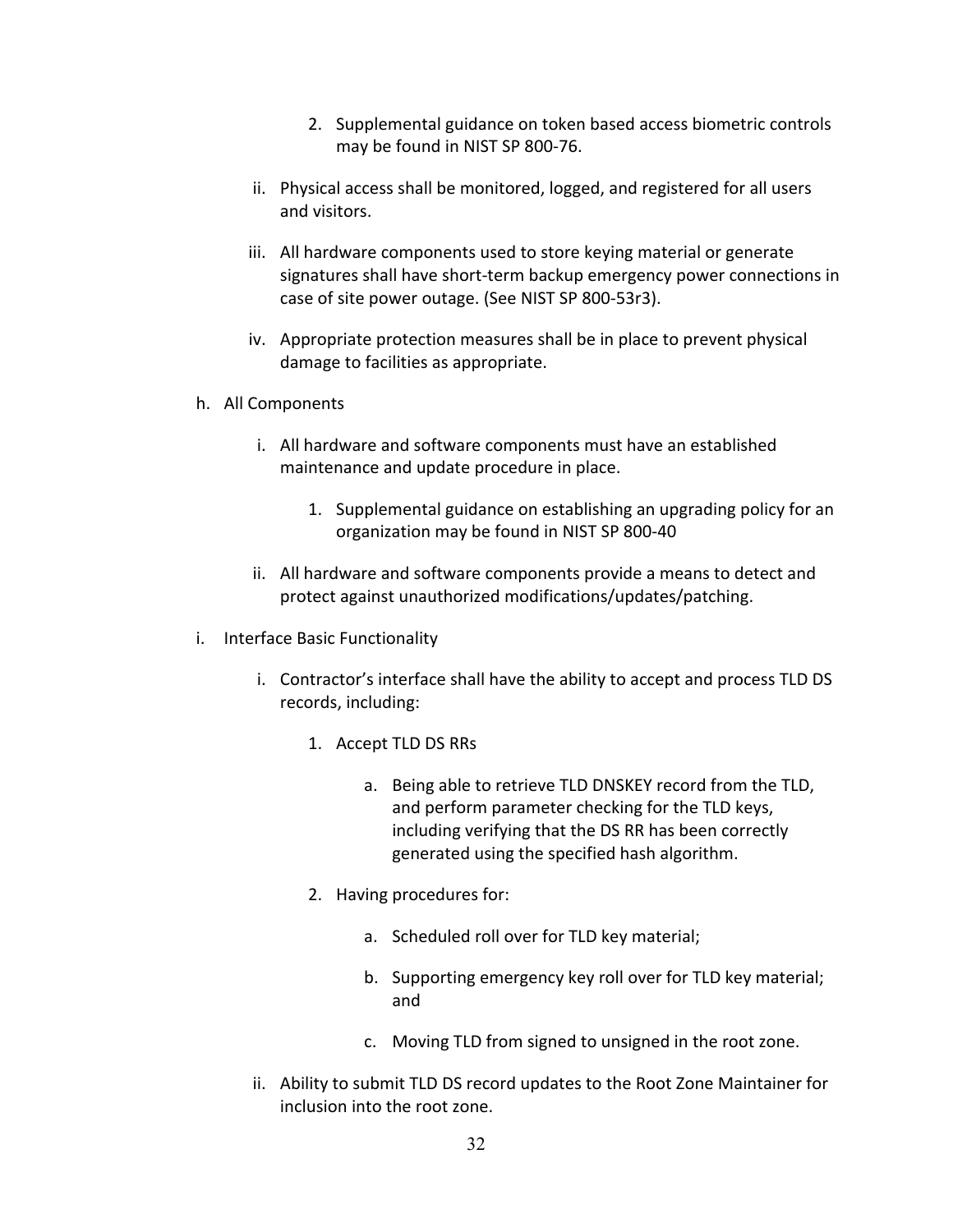2. Supplemental guidance on token based access biometric controls may be found in NIST SP 800-76.

ii. Physical access shall be monitored, logged, and registered for all users and visitors.

iii. All hardware components used to store keying material or generate signatures shall have short-term backup emergency power connections in case of site power outage. (See NIST SP 800-53r3).

iv. Appropriate protection measures shall be in place to prevent physical damage to facilities as appropriate.

h. All Components

   i. All hardware and software components must have an established maintenance and update procedure in place.

      1. Supplemental guidance on establishing an upgrading policy for an organization may be found in NIST SP 800-40

   ii. All hardware and software components provide a means to detect and protect against unauthorized modifications/updates/patching.

i. Interface Basic Functionality

   i. Contractor's interface shall have the ability to accept and process TLD DS records, including:

      1. Accept TLD DS RRs

         a. Being able to retrieve TLD DNSKEY record from the TLD, and perform parameter checking for the TLD keys, including verifying that the DS RR has been correctly generated using the specified hash algorithm.

      2. Having procedures for:

         a. Scheduled roll over for TLD key material;

         b. Supporting emergency key roll over for TLD key material; and

         c. Moving TLD from signed to unsigned in the root zone.

   ii. Ability to submit TLD DS record updates to the Root Zone Maintainer for inclusion into the root zone.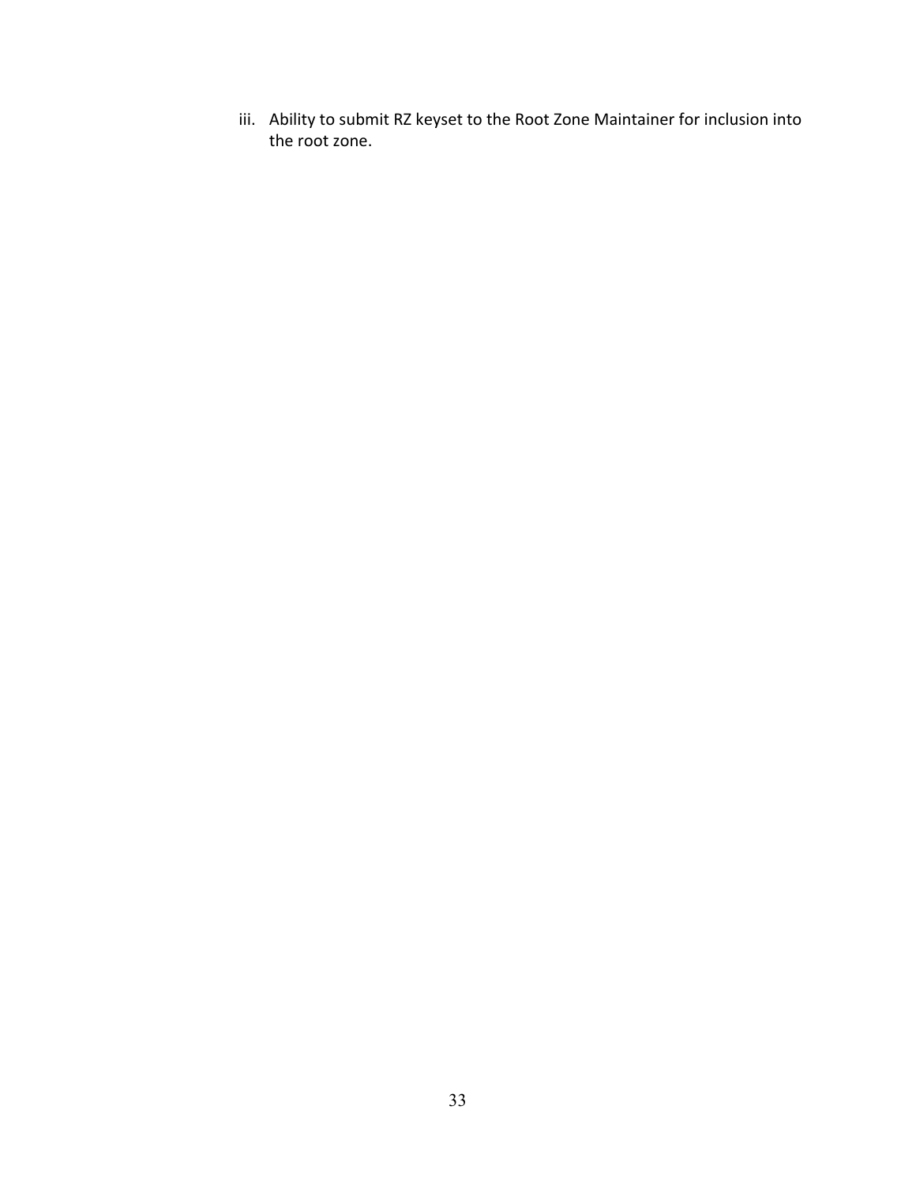iii. Ability to submit RZ keyset to the Root Zone Maintainer for inclusion into the root zone.